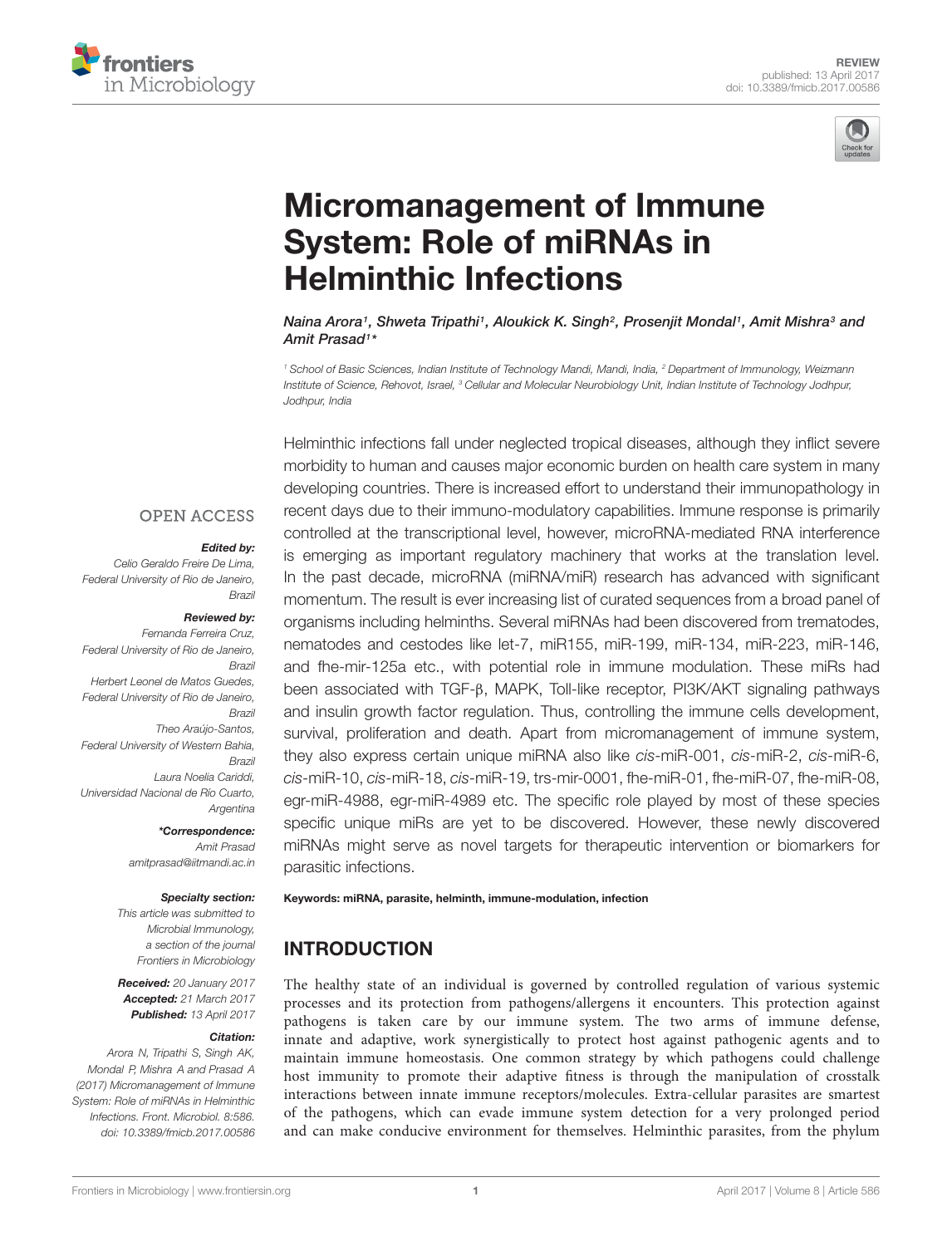REVIEW
published: 13 April 2017
doi: 10.3389/fmicb.2017.00586

# Micromanagement of Immune System: Role of miRNAs in Helminthic Infections

*Naina Arora[1], Shweta Tripathi[1], Aloukick K. Singh[2], Prosenjit Mondal[1], Amit Mishra[3] and Amit Prasad[1]**

[1] School of Basic Sciences, Indian Institute of Technology Mandi, Mandi, India, [2] Department of Immunology, Weizmann Institute of Science, Rehovot, Israel, [3] Cellular and Molecular Neurobiology Unit, Indian Institute of Technology Jodhpur, Jodhpur, India

OPEN ACCESS

***Edited by:***
Celio Geraldo Freire De Lima, Federal University of Rio de Janeiro, Brazil

***Reviewed by:***
Fernanda Ferreira Cruz, Federal University of Rio de Janeiro, Brazil
Herbert Leonel de Matos Guedes, Federal University of Rio de Janeiro, Brazil
Theo Araújo-Santos, Federal University of Western Bahia, Brazil
Laura Noelia Cariddi, Universidad Nacional de Río Cuarto, Argentina

***\*Correspondence:***
Amit Prasad
amitprasad@iitmandi.ac.in

***Specialty section:***
This article was submitted to Microbial Immunology, a section of the journal Frontiers in Microbiology

***Received:*** 20 January 2017
***Accepted:*** 21 March 2017
***Published:*** 13 April 2017

***Citation:***
Arora N, Tripathi S, Singh AK, Mondal P, Mishra A and Prasad A (2017) Micromanagement of Immune System: Role of miRNAs in Helminthic Infections. Front. Microbiol. 8:586. doi: 10.3389/fmicb.2017.00586

Helminthic infections fall under neglected tropical diseases, although they inflict severe morbidity to human and causes major economic burden on health care system in many developing countries. There is increased effort to understand their immunopathology in recent days due to their immuno-modulatory capabilities. Immune response is primarily controlled at the transcriptional level, however, microRNA-mediated RNA interference is emerging as important regulatory machinery that works at the translation level. In the past decade, microRNA (miRNA/miR) research has advanced with significant momentum. The result is ever increasing list of curated sequences from a broad panel of organisms including helminths. Several miRNAs had been discovered from trematodes, nematodes and cestodes like let-7, miR155, miR-199, miR-134, miR-223, miR-146, and fhe-mir-125a etc., with potential role in immune modulation. These miRs had been associated with TGF-β, MAPK, Toll-like receptor, PI3K/AKT signaling pathways and insulin growth factor regulation. Thus, controlling the immune cells development, survival, proliferation and death. Apart from micromanagement of immune system, they also express certain unique miRNA also like *cis*-miR-001, *cis*-miR-2, *cis*-miR-6, *cis*-miR-10, *cis*-miR-18, *cis*-miR-19, trs-mir-0001, fhe-miR-01, fhe-miR-07, fhe-miR-08, egr-miR-4988, egr-miR-4989 etc. The specific role played by most of these species specific unique miRs are yet to be discovered. However, these newly discovered miRNAs might serve as novel targets for therapeutic intervention or biomarkers for parasitic infections.

**Keywords: miRNA, parasite, helminth, immune-modulation, infection**

## INTRODUCTION

The healthy state of an individual is governed by controlled regulation of various systemic processes and its protection from pathogens/allergens it encounters. This protection against pathogens is taken care by our immune system. The two arms of immune defense, innate and adaptive, work synergistically to protect host against pathogenic agents and to maintain immune homeostasis. One common strategy by which pathogens could challenge host immunity to promote their adaptive fitness is through the manipulation of crosstalk interactions between innate immune receptors/molecules. Extra-cellular parasites are smartest of the pathogens, which can evade immune system detection for a very prolonged period and can make conducive environment for themselves. Helminthic parasites, from the phylum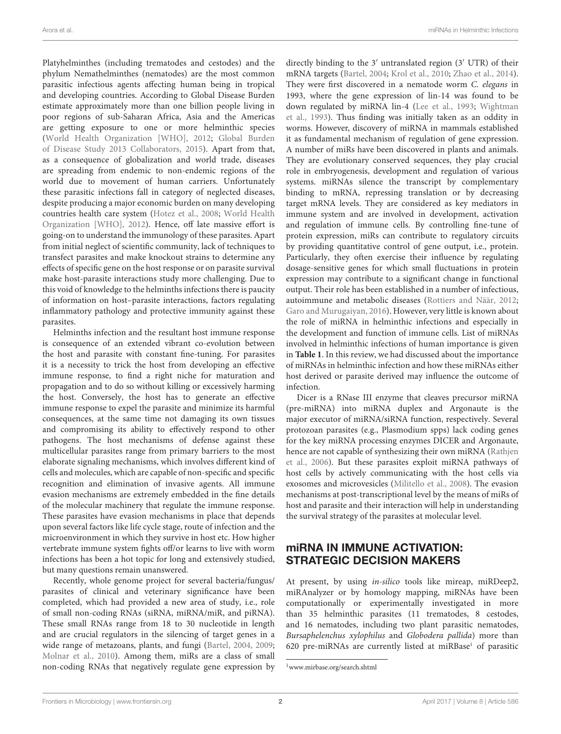Platyhelminthes (including trematodes and cestodes) and the phylum Nemathelminthes (nematodes) are the most common parasitic infectious agents affecting human being in tropical and developing countries. According to Global Disease Burden estimate approximately more than one billion people living in poor regions of sub-Saharan Africa, Asia and the Americas are getting exposure to one or more helminthic species (World Health Organization [WHO], 2012; Global Burden of Disease Study 2013 Collaborators, 2015). Apart from that, as a consequence of globalization and world trade, diseases are spreading from endemic to non-endemic regions of the world due to movement of human carriers. Unfortunately these parasitic infections fall in category of neglected diseases, despite producing a major economic burden on many developing countries health care system (Hotez et al., 2008; World Health Organization [WHO], 2012). Hence, off late massive effort is going-on to understand the immunology of these parasites. Apart from initial neglect of scientific community, lack of techniques to transfect parasites and make knockout strains to determine any effects of specific gene on the host response or on parasite survival make host-parasite interactions study more challenging. Due to this void of knowledge to the helminths infections there is paucity of information on host–parasite interactions, factors regulating inflammatory pathology and protective immunity against these parasites.

Helminths infection and the resultant host immune response is consequence of an extended vibrant co-evolution between the host and parasite with constant fine-tuning. For parasites it is a necessity to trick the host from developing an effective immune response, to find a right niche for maturation and propagation and to do so without killing or excessively harming the host. Conversely, the host has to generate an effective immune response to expel the parasite and minimize its harmful consequences, at the same time not damaging its own tissues and compromising its ability to effectively respond to other pathogens. The host mechanisms of defense against these multicellular parasites range from primary barriers to the most elaborate signaling mechanisms, which involves different kind of cells and molecules, which are capable of non-specific and specific recognition and elimination of invasive agents. All immune evasion mechanisms are extremely embedded in the fine details of the molecular machinery that regulate the immune response. These parasites have evasion mechanisms in place that depends upon several factors like life cycle stage, route of infection and the microenvironment in which they survive in host etc. How higher vertebrate immune system fights off/or learns to live with worm infections has been a hot topic for long and extensively studied, but many questions remain unanswered.

Recently, whole genome project for several bacteria/fungus/parasites of clinical and veterinary significance have been completed, which had provided a new area of study, i.e., role of small non-coding RNAs (siRNA, miRNA/miR, and piRNA). These small RNAs range from 18 to 30 nucleotide in length and are crucial regulators in the silencing of target genes in a wide range of metazoans, plants, and fungi (Bartel, 2004, 2009; Molnar et al., 2010). Among them, miRs are a class of small non-coding RNAs that negatively regulate gene expression by directly binding to the 3′ untranslated region (3′ UTR) of their mRNA targets (Bartel, 2004; Krol et al., 2010; Zhao et al., 2014). They were first discovered in a nematode worm *C. elegans* in 1993, where the gene expression of lin-14 was found to be down regulated by miRNA lin-4 (Lee et al., 1993; Wightman et al., 1993). Thus finding was initially taken as an oddity in worms. However, discovery of miRNA in mammals established it as fundamental mechanism of regulation of gene expression. A number of miRs have been discovered in plants and animals. They are evolutionary conserved sequences, they play crucial role in embryogenesis, development and regulation of various systems. miRNAs silence the transcript by complementary binding to mRNA, repressing translation or by decreasing target mRNA levels. They are considered as key mediators in immune system and are involved in development, activation and regulation of immune cells. By controlling fine-tune of protein expression, miRs can contribute to regulatory circuits by providing quantitative control of gene output, i.e., protein. Particularly, they often exercise their influence by regulating dosage-sensitive genes for which small fluctuations in protein expression may contribute to a significant change in functional output. Their role has been established in a number of infectious, autoimmune and metabolic diseases (Rottiers and Näär, 2012; Garo and Murugaiyan, 2016). However, very little is known about the role of miRNA in helminthic infections and especially in the development and function of immune cells. List of miRNAs involved in helminthic infections of human importance is given in **Table 1**. In this review, we had discussed about the importance of miRNAs in helminthic infection and how these miRNAs either host derived or parasite derived may influence the outcome of infection.

Dicer is a RNase III enzyme that cleaves precursor miRNA (pre-miRNA) into miRNA duplex and Argonaute is the major executor of miRNA/siRNA function, respectively. Several protozoan parasites (e.g., Plasmodium spps) lack coding genes for the key miRNA processing enzymes DICER and Argonaute, hence are not capable of synthesizing their own miRNA (Rathjen et al., 2006). But these parasites exploit miRNA pathways of host cells by actively communicating with the host cells via exosomes and microvesicles (Militello et al., 2008). The evasion mechanisms at post-transcriptional level by the means of miRs of host and parasite and their interaction will help in understanding the survival strategy of the parasites at molecular level.

## miRNA IN IMMUNE ACTIVATION: STRATEGIC DECISION MAKERS

At present, by using *in-silico* tools like mireap, miRDeep2, miRAnalyzer or by homology mapping, miRNAs have been computationally or experimentally investigated in more than 35 helminthic parasites (11 trematodes, 8 cestodes, and 16 nematodes, including two plant parasitic nematodes, *Bursaphelenchus xylophilus* and *Globodera pallida*) more than 620 pre-miRNAs are currently listed at miRBase[1] of parasitic

[1] www.mirbase.org/search.shtml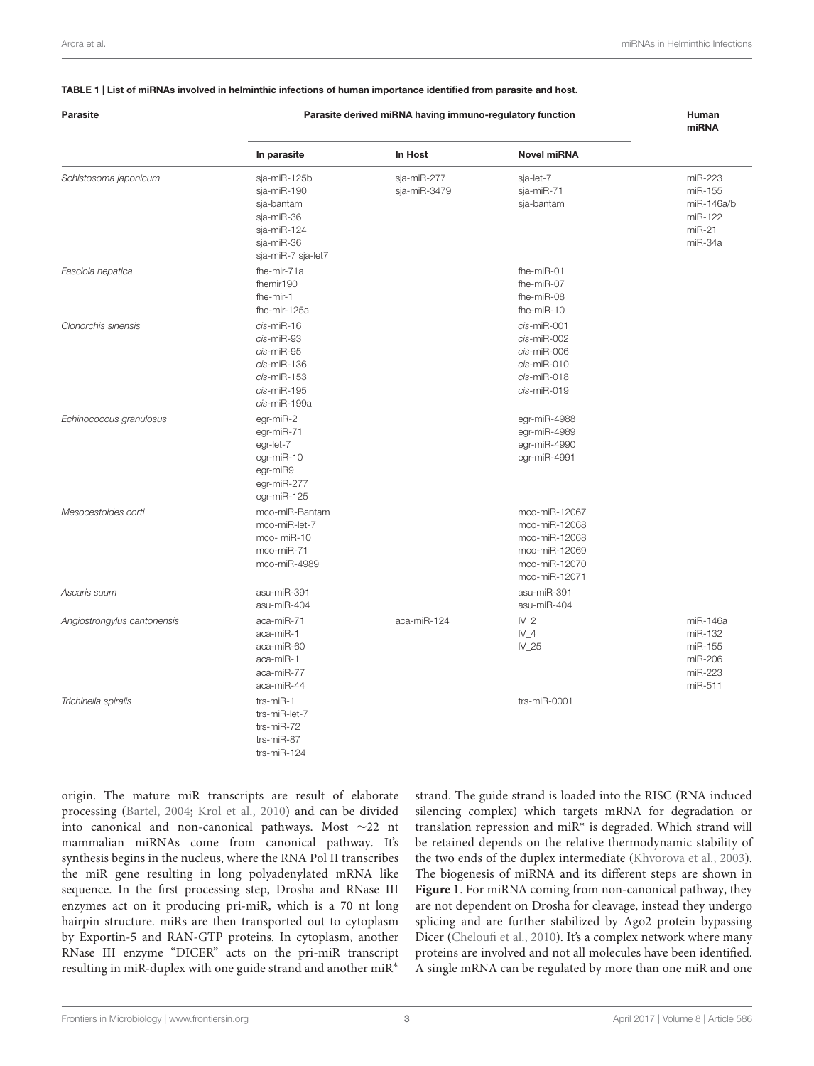**TABLE 1 | List of miRNAs involved in helminthic infections of human importance identified from parasite and host.**

| Parasite | Parasite derived miRNA having immuno-regulatory function | | | Human miRNA |
|---|---|---|---|---|
| | **In parasite** | **In Host** | **Novel miRNA** | |
| *Schistosoma japonicum* | sja-miR-125b<br>sja-miR-190<br>sja-bantam<br>sja-miR-36<br>sja-miR-124<br>sja-miR-36<br>sja-miR-7 sja-let7 | sja-miR-277<br>sja-miR-3479 | sja-let-7<br>sja-miR-71<br>sja-bantam | miR-223<br>miR-155<br>miR-146a/b<br>miR-122<br>miR-21<br>miR-34a |
| *Fasciola hepatica* | fhe-mir-71a<br>fhemir190<br>fhe-mir-1<br>fhe-mir-125a | | fhe-miR-01<br>fhe-miR-07<br>fhe-miR-08<br>fhe-miR-10 | |
| *Clonorchis sinensis* | *cis*-miR-16<br>*cis*-miR-93<br>*cis*-miR-95<br>*cis*-miR-136<br>*cis*-miR-153<br>*cis*-miR-195<br>*cis*-miR-199a | | *cis*-miR-001<br>*cis*-miR-002<br>*cis*-miR-006<br>*cis*-miR-010<br>*cis*-miR-018<br>*cis*-miR-019 | |
| *Echinococcus granulosus* | egr-miR-2<br>egr-miR-71<br>egr-let-7<br>egr-miR-10<br>egr-miR9<br>egr-miR-277<br>egr-miR-125 | | egr-miR-4988<br>egr-miR-4989<br>egr-miR-4990<br>egr-miR-4991 | |
| *Mesocestoides corti* | mco-miR-Bantam<br>mco-miR-let-7<br>mco- miR-10<br>mco-miR-71<br>mco-miR-4989 | | mco-miR-12067<br>mco-miR-12068<br>mco-miR-12068<br>mco-miR-12069<br>mco-miR-12070<br>mco-miR-12071 | |
| *Ascaris suum* | asu-miR-391<br>asu-miR-404 | | asu-miR-391<br>asu-miR-404 | |
| *Angiostrongylus cantonensis* | aca-miR-71<br>aca-miR-1<br>aca-miR-60<br>aca-miR-1<br>aca-miR-77<br>aca-miR-44 | aca-miR-124 | IV_2<br>IV_4<br>IV_25 | miR-146a<br>miR-132<br>miR-155<br>miR-206<br>miR-223<br>miR-511 |
| *Trichinella spiralis* | trs-miR-1<br>trs-miR-let-7<br>trs-miR-72<br>trs-miR-87<br>trs-miR-124 | | trs-miR-0001 | |

origin. The mature miR transcripts are result of elaborate processing (Bartel, 2004; Krol et al., 2010) and can be divided into canonical and non-canonical pathways. Most ~22 nt mammalian miRNAs come from canonical pathway. It's synthesis begins in the nucleus, where the RNA Pol II transcribes the miR gene resulting in long polyadenylated mRNA like sequence. In the first processing step, Drosha and RNase III enzymes act on it producing pri-miR, which is a 70 nt long hairpin structure. miRs are then transported out to cytoplasm by Exportin-5 and RAN-GTP proteins. In cytoplasm, another RNase III enzyme "DICER" acts on the pri-miR transcript resulting in miR-duplex with one guide strand and another miR* strand. The guide strand is loaded into the RISC (RNA induced silencing complex) which targets mRNA for degradation or translation repression and miR* is degraded. Which strand will be retained depends on the relative thermodynamic stability of the two ends of the duplex intermediate (Khvorova et al., 2003). The biogenesis of miRNA and its different steps are shown in **Figure 1**. For miRNA coming from non-canonical pathway, they are not dependent on Drosha for cleavage, instead they undergo splicing and are further stabilized by Ago2 protein bypassing Dicer (Cheloufi et al., 2010). It's a complex network where many proteins are involved and not all molecules have been identified. A single mRNA can be regulated by more than one miR and one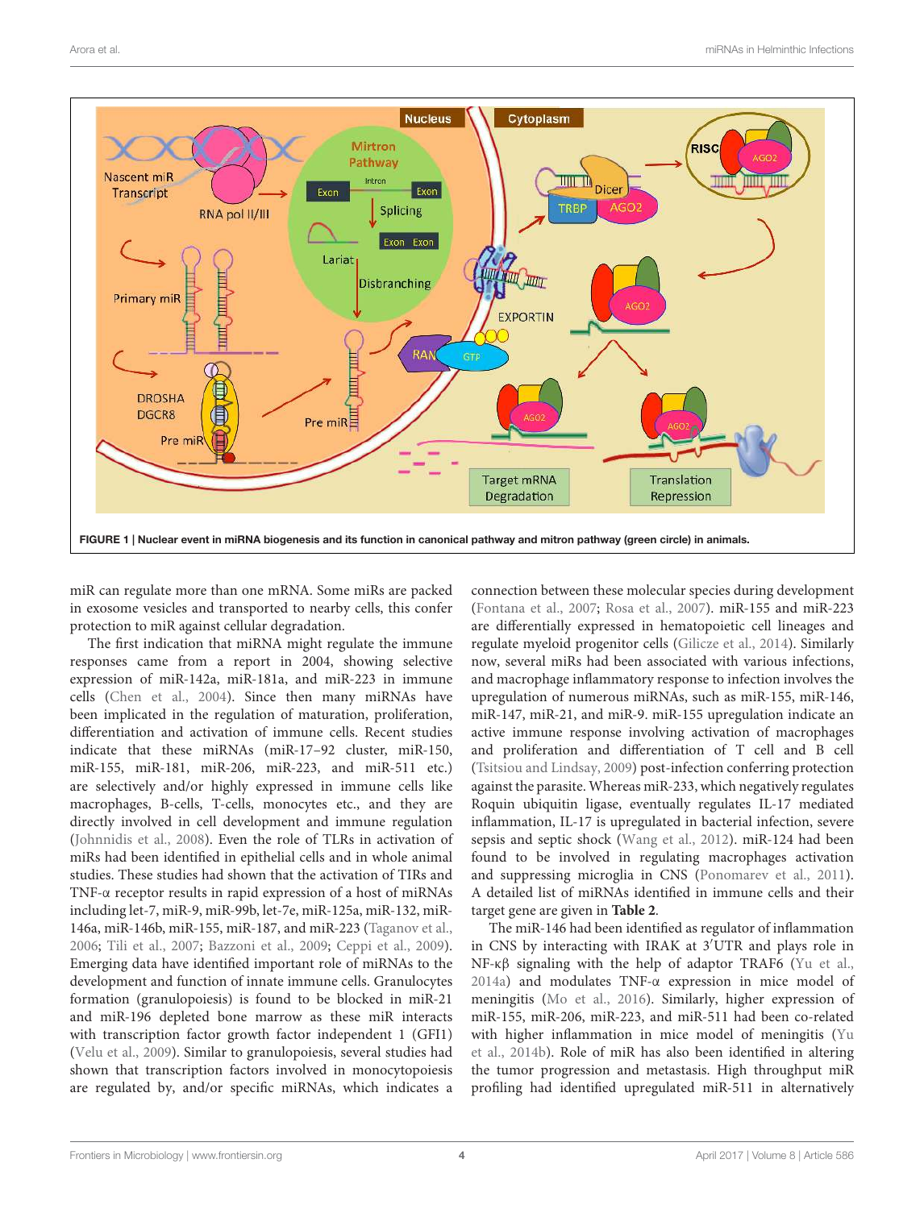**FIGURE 1 | Nuclear event in miRNA biogenesis and its function in canonical pathway and mitron pathway (green circle) in animals.**

miR can regulate more than one mRNA. Some miRs are packed in exosome vesicles and transported to nearby cells, this confer protection to miR against cellular degradation.

The first indication that miRNA might regulate the immune responses came from a report in 2004, showing selective expression of miR-142a, miR-181a, and miR-223 in immune cells (Chen et al., 2004). Since then many miRNAs have been implicated in the regulation of maturation, proliferation, differentiation and activation of immune cells. Recent studies indicate that these miRNAs (miR-17–92 cluster, miR-150, miR-155, miR-181, miR-206, miR-223, and miR-511 etc.) are selectively and/or highly expressed in immune cells like macrophages, B-cells, T-cells, monocytes etc., and they are directly involved in cell development and immune regulation (Johnnidis et al., 2008). Even the role of TLRs in activation of miRs had been identified in epithelial cells and in whole animal studies. These studies had shown that the activation of TIRs and TNF-α receptor results in rapid expression of a host of miRNAs including let-7, miR-9, miR-99b, let-7e, miR-125a, miR-132, miR-146a, miR-146b, miR-155, miR-187, and miR-223 (Taganov et al., 2006; Tili et al., 2007; Bazzoni et al., 2009; Ceppi et al., 2009). Emerging data have identified important role of miRNAs to the development and function of innate immune cells. Granulocytes formation (granulopoiesis) is found to be blocked in miR-21 and miR-196 depleted bone marrow as these miR interacts with transcription factor growth factor independent 1 (GFI1) (Velu et al., 2009). Similar to granulopoiesis, several studies had shown that transcription factors involved in monocytopoiesis are regulated by, and/or specific miRNAs, which indicates a connection between these molecular species during development (Fontana et al., 2007; Rosa et al., 2007). miR-155 and miR-223 are differentially expressed in hematopoietic cell lineages and regulate myeloid progenitor cells (Gilicze et al., 2014). Similarly now, several miRs had been associated with various infections, and macrophage inflammatory response to infection involves the upregulation of numerous miRNAs, such as miR-155, miR-146, miR-147, miR-21, and miR-9. miR-155 upregulation indicate an active immune response involving activation of macrophages and proliferation and differentiation of T cell and B cell (Tsitsiou and Lindsay, 2009) post-infection conferring protection against the parasite. Whereas miR-233, which negatively regulates Roquin ubiquitin ligase, eventually regulates IL-17 mediated inflammation, IL-17 is upregulated in bacterial infection, severe sepsis and septic shock (Wang et al., 2012). miR-124 had been found to be involved in regulating macrophages activation and suppressing microglia in CNS (Ponomarev et al., 2011). A detailed list of miRNAs identified in immune cells and their target gene are given in **Table 2**.

The miR-146 had been identified as regulator of inflammation in CNS by interacting with IRAK at 3′UTR and plays role in NF-κβ signaling with the help of adaptor TRAF6 (Yu et al., 2014a) and modulates TNF-α expression in mice model of meningitis (Mo et al., 2016). Similarly, higher expression of miR-155, miR-206, miR-223, and miR-511 had been co-related with higher inflammation in mice model of meningitis (Yu et al., 2014b). Role of miR has also been identified in altering the tumor progression and metastasis. High throughput miR profiling had identified upregulated miR-511 in alternatively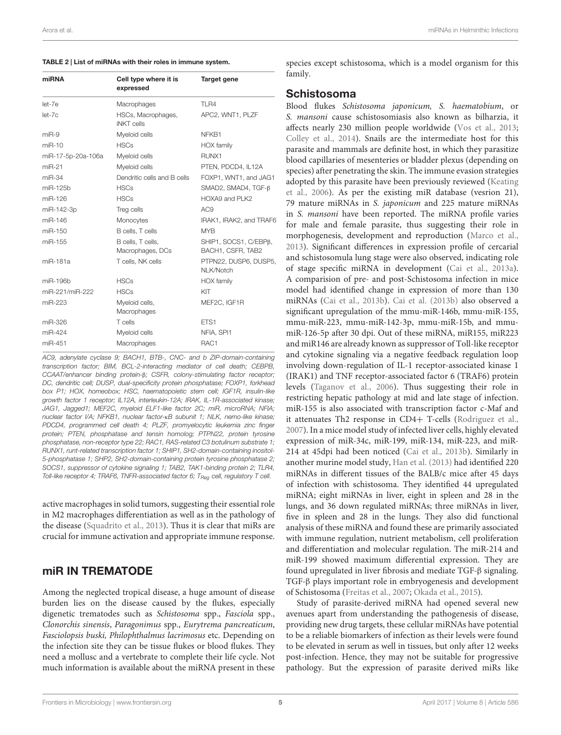**TABLE 2 | List of miRNAs with their roles in immune system.**

| miRNA | Cell type where it is expressed | Target gene |
|---|---|---|
| let-7e | Macrophages | TLR4 |
| let-7c | HSCs, Macrophages, iNKT cells | APC2, WNT1, PLZF |
| miR-9 | Myeloid cells | NFKB1 |
| miR-10 | HSCs | HOX family |
| miR-17-5p-20a-106a | Myeloid cells | RUNX1 |
| miR-21 | Myeloid cells | PTEN, PDCD4, IL12A |
| miR-34 | Dendritic cells and B cells | FOXP1, WNT1, and JAG1 |
| miR-125b | HSCs | SMAD2, SMAD4, TGF-β |
| miR-126 | HSCs | HOXA9 and PLK2 |
| miR-142-3p | Treg cells | AC9 |
| miR-146 | Monocytes | IRAK1, IRAK2, and TRAF6 |
| miR-150 | B cells, T cells | MYB |
| miR-155 | B cells, T cells, Macrophages, DCs | SHIP1, SOCS1, C/EBPβ, BACH1, CSFR, TAB2 |
| miR-181a | T cells, NK cells | PTPN22, DUSP6, DUSP5, NLK/Notch |
| miR-196b | HSCs | HOX family |
| miR-221/miR-222 | HSCs | KIT |
| miR-223 | Myeloid cells, Macrophages | MEF2C, IGF1R |
| miR-326 | T cells | ETS1 |
| miR-424 | Myeloid cells | NFIA, SPI1 |
| miR-451 | Macrophages | RAC1 |

*AC9, adenylate cyclase 9; BACH1, BTB-, CNC- and b ZIP-domain-containing transcription factor; BIM, BCL-2-interacting mediator of cell death; CEBPB, CCAAT/enhancer binding protein-β; CSFR, colony-stimulating factor receptor; DC, dendritic cell; DUSP, dual-specificity protein phosphatase; FOXP1, forkhead box P1; HOX, homeobox; HSC, haematopoietic stem cell; IGF1R, insulin-like growth factor 1 receptor; IL12A, interleukin-12A; IRAK, IL-1R-associated kinase; JAG1, Jagged1; MEF2C, myeloid ELF1-like factor 2C; miR, microRNA; NFIA, nuclear factor I/A; NFKB1, nuclear factor-κB subunit 1; NLK, nemo-like kinase; PDCD4, programmed cell death 4; PLZF, promyelocytic leukemia zinc finger protein; PTEN, phosphatase and tensin homolog; PTPN22, protein tyrosine phosphatase, non-receptor type 22; RAC1, RAS-related C3 botulinum substrate 1; RUNX1, runt-related transcription factor 1; SHIP1, SH2-domain-containing inositol-5-phosphatase 1; SHP2, SH2-domain-containing protein tyrosine phosphatase 2; SOCS1, suppressor of cytokine signaling 1; TAB2, TAK1-binding protein 2; TLR4, Toll-like receptor 4; TRAF6, TNFR-associated factor 6; $T_{Reg}$ cell, regulatory T cell.*

active macrophages in solid tumors, suggesting their essential role in M2 macrophages differentiation as well as in the pathology of the disease (Squadrito et al., 2013). Thus it is clear that miRs are crucial for immune activation and appropriate immune response.

## miR IN TREMATODE

Among the neglected tropical disease, a huge amount of disease burden lies on the disease caused by the flukes, especially digenetic trematodes such as *Schistosoma* spp., *Fasciola* spp., *Clonorchis sinensis*, *Paragonimus* spp., *Eurytrema pancreaticum*, *Fasciolopsis buski, Philophthalmus lacrimosus* etc. Depending on the infection site they can be tissue flukes or blood flukes. They need a mollusc and a vertebrate to complete their life cycle. Not much information is available about the miRNA present in these species except schistosoma, which is a model organism for this family.

### Schistosoma

Blood flukes *Schistosoma japonicum, S. haematobium*, or *S. mansoni* cause schistosomiasis also known as bilharzia, it affects nearly 230 million people worldwide (Vos et al., 2013; Colley et al., 2014). Snails are the intermediate host for this parasite and mammals are definite host, in which they parasitize blood capillaries of mesenteries or bladder plexus (depending on species) after penetrating the skin. The immune evasion strategies adopted by this parasite have been previously reviewed (Keating et al., 2006). As per the existing miR database (vesrion 21), 79 mature miRNAs in *S. japonicum* and 225 mature miRNAs in *S. mansoni* have been reported. The miRNA profile varies for male and female parasite, thus suggesting their role in morphogenesis, development and reproduction (Marco et al., 2013). Significant differences in expression profile of cercarial and schistosomula lung stage were also observed, indicating role of stage specific miRNA in development (Cai et al., 2013a). A comparision of pre- and post-Schistosoma infection in mice model had identified change in expression of more than 130 miRNAs (Cai et al., 2013b). Cai et al. (2013b) also observed a significant upregulation of the mmu-miR-146b, mmu-miR-155, mmu-miR-223, mmu-miR-142-3p, mmu-miR-15b, and mmu-miR-126-5p after 30 dpi. Out of these miRNA, miR155, miR223 and miR146 are already known as suppressor of Toll-like receptor and cytokine signaling via a negative feedback regulation loop involving down-regulation of IL-1 receptor-associated kinase 1 (IRAK1) and TNF receptor-associated factor 6 (TRAF6) protein levels (Taganov et al., 2006). Thus suggesting their role in restricting hepatic pathology at mid and late stage of infection. miR-155 is also associated with transcription factor c-Maf and it attenuates Th2 response in CD4+ T-cells (Rodriguez et al., 2007). In a mice model study of infected liver cells, highly elevated expression of miR-34c, miR-199, miR-134, miR-223, and miR-214 at 45dpi had been noticed (Cai et al., 2013b). Similarly in another murine model study, Han et al. (2013) had identified 220 miRNAs in different tissues of the BALB/c mice after 45 days of infection with schistosoma. They identified 44 upregulated miRNA; eight miRNAs in liver, eight in spleen and 28 in the lungs, and 36 down regulated miRNAs; three miRNAs in liver, five in spleen and 28 in the lungs. They also did functional analysis of these miRNA and found these are primarily associated with immune regulation, nutrient metabolism, cell proliferation and differentiation and molecular regulation. The miR-214 and miR-199 showed maximum differential expression. They are found upregulated in liver fibrosis and mediate TGF-β signaling. TGF-β plays important role in embryogenesis and development of Schistosoma (Freitas et al., 2007; Okada et al., 2015).

Study of parasite-derived miRNA had opened several new avenues apart from understanding the pathogenesis of disease, providing new drug targets, these cellular miRNAs have potential to be a reliable biomarkers of infection as their levels were found to be elevated in serum as well in tissues, but only after 12 weeks post-infection. Hence, they may not be suitable for progressive pathology. But the expression of parasite derived miRs like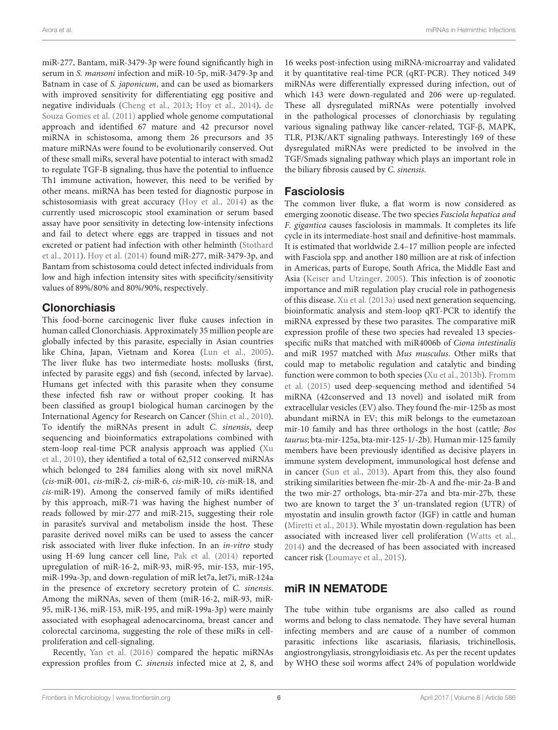miR-277, Bantam, miR-3479-3p were found significantly high in serum in *S. mansoni* infection and miR-10-5p, miR-3479-3p and Batnam in case of *S. japonicum*, and can be used as biomarkers with improved sensitivity for differentiating egg positive and negative individuals (Cheng et al., 2013; Hoy et al., 2014). de Souza Gomes et al. (2011) applied whole genome computational approach and identified 67 mature and 42 precursor novel miRNA in schistosoma, among them 26 precursors and 35 mature miRNAs were found to be evolutionarily conserved. Out of these small miRs, several have potential to interact with smad2 to regulate TGF-B signaling, thus have the potential to influence Th1 immune activation, however, this need to be verified by other means. miRNA has been tested for diagnostic purpose in schistosomiasis with great accuracy (Hoy et al., 2014) as the currently used microscopic stool examination or serum based assay have poor sensitivity in detecting low-intensity infections and fail to detect where eggs are trapped in tissues and not excreted or patient had infection with other helminth (Stothard et al., 2011). Hoy et al. (2014) found miR-277, miR-3479-3p, and Bantam from schistosoma could detect infected individuals from low and high infection intensity sites with specificity/sensitivity values of 89%/80% and 80%/90%, respectively.

## Clonorchiasis

This food-borne carcinogenic liver fluke causes infection in human called Clonorchiasis. Approximately 35 million people are globally infected by this parasite, especially in Asian countries like China, Japan, Vietnam and Korea (Lun et al., 2005). The liver fluke has two intermediate hosts: mollusks (first, infected by parasite eggs) and fish (second, infected by larvae). Humans get infected with this parasite when they consume these infected fish raw or without proper cooking. It has been classified as group1 biological human carcinogen by the International Agency for Research on Cancer (Shin et al., 2010). To identify the miRNAs present in adult *C. sinensis*, deep sequencing and bioinformatics extrapolations combined with stem-loop real-time PCR analysis approach was applied (Xu et al., 2010), they identified a total of 62,512 conserved miRNAs which belonged to 284 families along with six novel miRNA (*cis*-miR-001, *cis*-miR-2, *cis*-miR-6, *cis*-miR-10, *cis*-miR-18, and *cis*-miR-19). Among the conserved family of miRs identified by this approach, miR-71 was having the highest number of reads followed by mir-277 and miR-215, suggesting their role in parasite's survival and metabolism inside the host. These parasite derived novel miRs can be used to assess the cancer risk associated with liver fluke infection. In an *in-vitro* study using H-69 lung cancer cell line, Pak et al. (2014) reported upregulation of miR-16-2, miR-93, miR-95, mir-153, mir-195, miR-199a-3p, and down-regulation of miR let7a, let7i, miR-124a in the presence of excretory secretory protein of *C. sinensis*. Among the miRNAs, seven of them (miR-16-2, miR-93, miR-95, miR-136, miR-153, miR-195, and miR-199a-3p) were mainly associated with esophageal adenocarcinoma, breast cancer and colorectal carcinoma, suggesting the role of these miRs in cell-proliferation and cell-signaling.

Recently, Yan et al. (2016) compared the hepatic miRNAs expression profiles from *C. sinensis* infected mice at 2, 8, and 16 weeks post-infection using miRNA-microarray and validated it by quantitative real-time PCR (qRT-PCR). They noticed 349 miRNAs were differentially expressed during infection, out of which 143 were down-regulated and 206 were up-regulated. These all dysregulated miRNAs were potentially involved in the pathological processes of clonorchiasis by regulating various signaling pathway like cancer-related, TGF-β, MAPK, TLR, PI3K/AKT signaling pathways. Interestingly 169 of these dysregulated miRNAs were predicted to be involved in the TGF/Smads signaling pathway which plays an important role in the biliary fibrosis caused by *C. sinensis*.

## Fasciolosis

The common liver fluke, a flat worm is now considered as emerging zoonotic disease. The two species *Fasciola hepatica and F. gigantica* causes fasciolosis in mammals. It completes its life cycle in its intermediate-host snail and definitive-host mammals. It is estimated that worldwide 2.4–17 million people are infected with Fasciola spp. and another 180 million are at risk of infection in Americas, parts of Europe, South Africa, the Middle East and Asia (Keiser and Utzinger, 2005). This infection is of zoonotic importance and miR regulation play crucial role in pathogenesis of this disease. Xu et al. (2013a) used next generation sequencing, bioinformatic analysis and stem-loop qRT-PCR to identify the miRNA expressed by these two parasites. The comparative miR expression profile of these two species had revealed 13 species-specific miRs that matched with miR4006b of *Ciona intestinalis* and miR 1957 matched with *Mus musculus*. Other miRs that could map to metabolic regulation and catalytic and binding function were common to both species (Xu et al., 2013b). Fromm et al. (2015) used deep-sequencing method and identified 54 miRNA (42conserved and 13 novel) and isolated miR from extracellular vesicles (EV) also. They found fhe-mir-125b as most abundant miRNA in EV; this miR belongs to the eumetazoan mir-10 family and has three orthologs in the host (cattle; *Bos taurus*; bta-mir-125a, bta-mir-125-1/-2b). Human mir-125 family members have been previously identified as decisive players in immune system development, immunological host defense and in cancer (Sun et al., 2013). Apart from this, they also found striking similarities between fhe-mir-2b-A and fhe-mir-2a-B and the two mir-27 orthologs, bta-mir-27a and bta-mir-27b, these two are known to target the 3′ un-translated region (UTR) of myostatin and insulin growth factor (IGF) in cattle and human (Miretti et al., 2013). While myostatin down-regulation has been associated with increased liver cell proliferation (Watts et al., 2014) and the decreased of has been associated with increased cancer risk (Loumaye et al., 2015).

# miR IN NEMATODE

The tube within tube organisms are also called as round worms and belong to class nematode. They have several human infecting members and are cause of a number of common parasitic infections like ascariasis, filariasis, trichinellosis, angiostrongyliasis, strongyloidiasis etc. As per the recent updates by WHO these soil worms affect 24% of population worldwide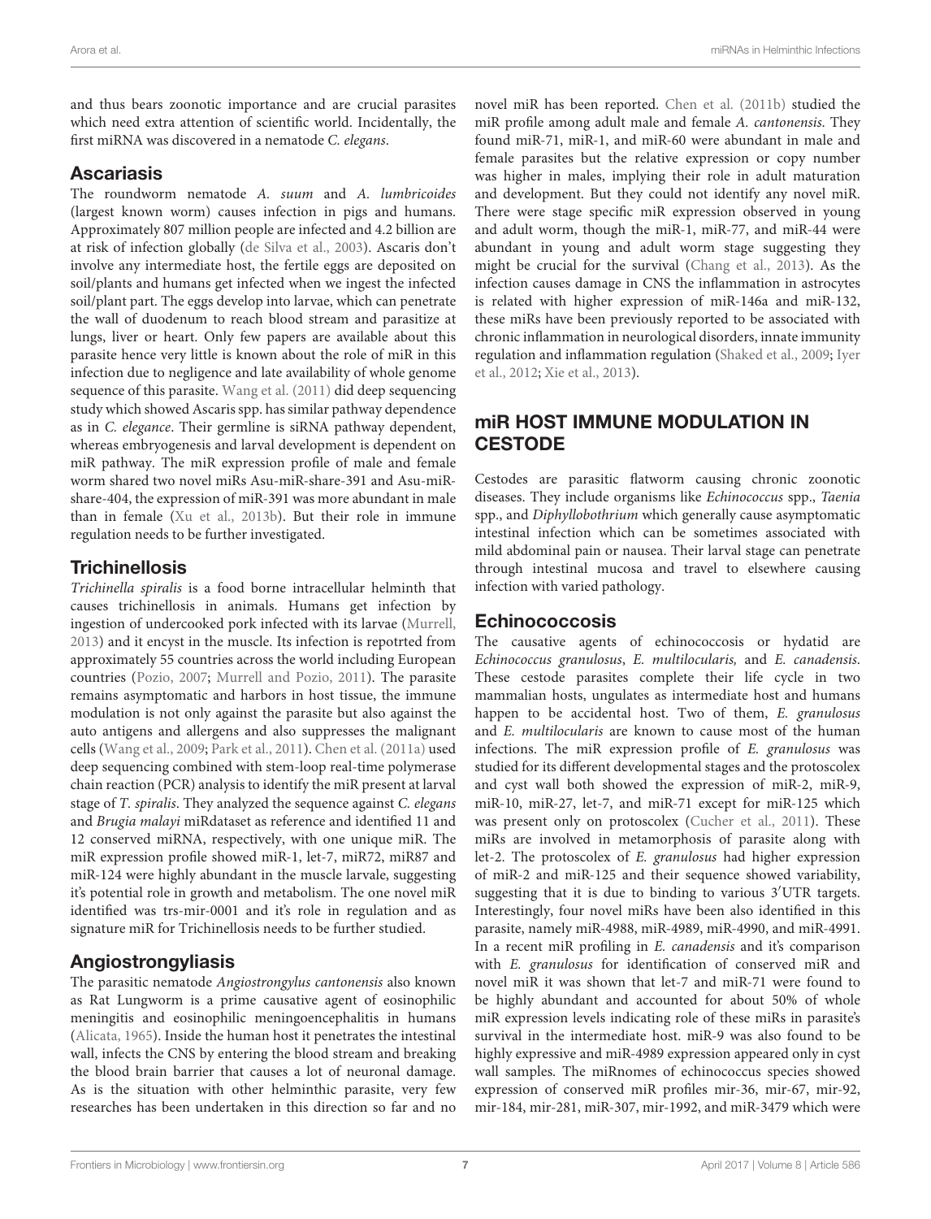and thus bears zoonotic importance and are crucial parasites which need extra attention of scientific world. Incidentally, the first miRNA was discovered in a nematode *C. elegans*.

### Ascariasis

The roundworm nematode *A. suum* and *A. lumbricoides* (largest known worm) causes infection in pigs and humans. Approximately 807 million people are infected and 4.2 billion are at risk of infection globally (de Silva et al., 2003). Ascaris don't involve any intermediate host, the fertile eggs are deposited on soil/plants and humans get infected when we ingest the infected soil/plant part. The eggs develop into larvae, which can penetrate the wall of duodenum to reach blood stream and parasitize at lungs, liver or heart. Only few papers are available about this parasite hence very little is known about the role of miR in this infection due to negligence and late availability of whole genome sequence of this parasite. Wang et al. (2011) did deep sequencing study which showed Ascaris spp. has similar pathway dependence as in *C. elegance*. Their germline is siRNA pathway dependent, whereas embryogenesis and larval development is dependent on miR pathway. The miR expression profile of male and female worm shared two novel miRs Asu-miR-share-391 and Asu-miR-share-404, the expression of miR-391 was more abundant in male than in female (Xu et al., 2013b). But their role in immune regulation needs to be further investigated.

### Trichinellosis

*Trichinella spiralis* is a food borne intracellular helminth that causes trichinellosis in animals. Humans get infection by ingestion of undercooked pork infected with its larvae (Murrell, 2013) and it encyst in the muscle. Its infection is repotrted from approximately 55 countries across the world including European countries (Pozio, 2007; Murrell and Pozio, 2011). The parasite remains asymptomatic and harbors in host tissue, the immune modulation is not only against the parasite but also against the auto antigens and allergens and also suppresses the malignant cells (Wang et al., 2009; Park et al., 2011). Chen et al. (2011a) used deep sequencing combined with stem-loop real-time polymerase chain reaction (PCR) analysis to identify the miR present at larval stage of *T. spiralis*. They analyzed the sequence against *C. elegans* and *Brugia malayi* miRdataset as reference and identified 11 and 12 conserved miRNA, respectively, with one unique miR. The miR expression profile showed miR-1, let-7, miR72, miR87 and miR-124 were highly abundant in the muscle larvale, suggesting it's potential role in growth and metabolism. The one novel miR identified was trs-mir-0001 and it's role in regulation and as signature miR for Trichinellosis needs to be further studied.

### Angiostrongyliasis

The parasitic nematode *Angiostrongylus cantonensis* also known as Rat Lungworm is a prime causative agent of eosinophilic meningitis and eosinophilic meningoencephalitis in humans (Alicata, 1965). Inside the human host it penetrates the intestinal wall, infects the CNS by entering the blood stream and breaking the blood brain barrier that causes a lot of neuronal damage. As is the situation with other helminthic parasite, very few researches has been undertaken in this direction so far and no novel miR has been reported. Chen et al. (2011b) studied the miR profile among adult male and female *A. cantonensis*. They found miR-71, miR-1, and miR-60 were abundant in male and female parasites but the relative expression or copy number was higher in males, implying their role in adult maturation and development. But they could not identify any novel miR. There were stage specific miR expression observed in young and adult worm, though the miR-1, miR-77, and miR-44 were abundant in young and adult worm stage suggesting they might be crucial for the survival (Chang et al., 2013). As the infection causes damage in CNS the inflammation in astrocytes is related with higher expression of miR-146a and miR-132, these miRs have been previously reported to be associated with chronic inflammation in neurological disorders, innate immunity regulation and inflammation regulation (Shaked et al., 2009; Iyer et al., 2012; Xie et al., 2013).

## miR HOST IMMUNE MODULATION IN CESTODE

Cestodes are parasitic flatworm causing chronic zoonotic diseases. They include organisms like *Echinococcus* spp., *Taenia* spp., and *Diphyllobothrium* which generally cause asymptomatic intestinal infection which can be sometimes associated with mild abdominal pain or nausea. Their larval stage can penetrate through intestinal mucosa and travel to elsewhere causing infection with varied pathology.

### Echinococcosis

The causative agents of echinococcosis or hydatid are *Echinococcus granulosus*, *E. multilocularis,* and *E. canadensis.* These cestode parasites complete their life cycle in two mammalian hosts, ungulates as intermediate host and humans happen to be accidental host. Two of them, *E. granulosus* and *E. multilocularis* are known to cause most of the human infections. The miR expression profile of *E. granulosus* was studied for its different developmental stages and the protoscolex and cyst wall both showed the expression of miR-2, miR-9, miR-10, miR-27, let-7, and miR-71 except for miR-125 which was present only on protoscolex (Cucher et al., 2011). These miRs are involved in metamorphosis of parasite along with let-2. The protoscolex of *E. granulosus* had higher expression of miR-2 and miR-125 and their sequence showed variability, suggesting that it is due to binding to various 3′UTR targets. Interestingly, four novel miRs have been also identified in this parasite, namely miR-4988, miR-4989, miR-4990, and miR-4991. In a recent miR profiling in *E. canadensis* and it's comparison with *E. granulosus* for identification of conserved miR and novel miR it was shown that let-7 and miR-71 were found to be highly abundant and accounted for about 50% of whole miR expression levels indicating role of these miRs in parasite's survival in the intermediate host. miR-9 was also found to be highly expressive and miR-4989 expression appeared only in cyst wall samples. The miRnomes of echinococcus species showed expression of conserved miR profiles mir-36, mir-67, mir-92, mir-184, mir-281, miR-307, mir-1992, and miR-3479 which were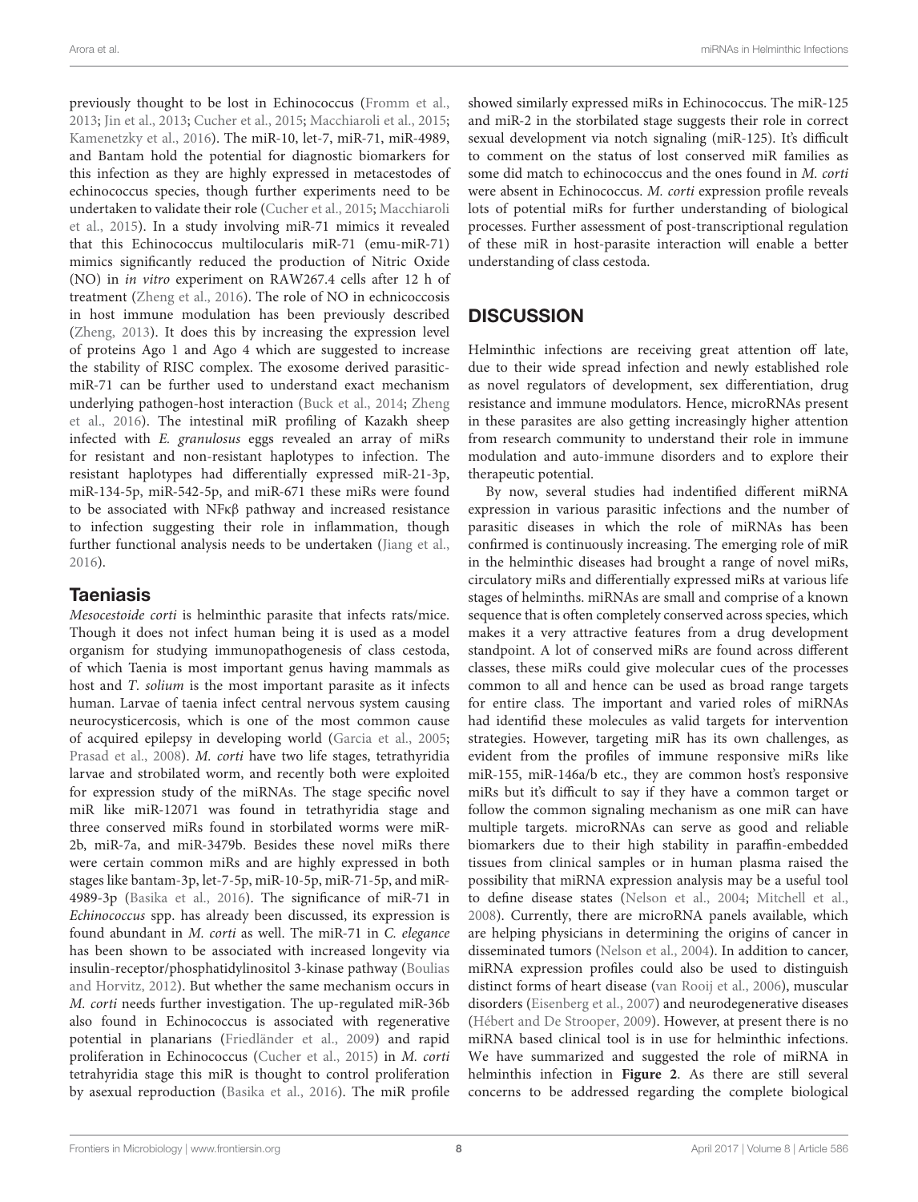previously thought to be lost in Echinococcus (Fromm et al., 2013; Jin et al., 2013; Cucher et al., 2015; Macchiaroli et al., 2015; Kamenetzky et al., 2016). The miR-10, let-7, miR-71, miR-4989, and Bantam hold the potential for diagnostic biomarkers for this infection as they are highly expressed in metacestodes of echinococcus species, though further experiments need to be undertaken to validate their role (Cucher et al., 2015; Macchiaroli et al., 2015). In a study involving miR-71 mimics it revealed that this Echinococcus multilocularis miR-71 (emu-miR-71) mimics significantly reduced the production of Nitric Oxide (NO) in *in vitro* experiment on RAW267.4 cells after 12 h of treatment (Zheng et al., 2016). The role of NO in echnicoccosis in host immune modulation has been previously described (Zheng, 2013). It does this by increasing the expression level of proteins Ago 1 and Ago 4 which are suggested to increase the stability of RISC complex. The exosome derived parasitic-miR-71 can be further used to understand exact mechanism underlying pathogen-host interaction (Buck et al., 2014; Zheng et al., 2016). The intestinal miR profiling of Kazakh sheep infected with *E. granulosus* eggs revealed an array of miRs for resistant and non-resistant haplotypes to infection. The resistant haplotypes had differentially expressed miR-21-3p, miR-134-5p, miR-542-5p, and miR-671 these miRs were found to be associated with NFκβ pathway and increased resistance to infection suggesting their role in inflammation, though further functional analysis needs to be undertaken (Jiang et al., 2016).

### Taeniasis

*Mesocestoide corti* is helminthic parasite that infects rats/mice. Though it does not infect human being it is used as a model organism for studying immunopathogenesis of class cestoda, of which Taenia is most important genus having mammals as host and *T. solium* is the most important parasite as it infects human. Larvae of taenia infect central nervous system causing neurocysticercosis, which is one of the most common cause of acquired epilepsy in developing world (Garcia et al., 2005; Prasad et al., 2008). *M. corti* have two life stages, tetrathyridia larvae and strobilated worm, and recently both were exploited for expression study of the miRNAs. The stage specific novel miR like miR-12071 was found in tetrathyridia stage and three conserved miRs found in storbilated worms were miR-2b, miR-7a, and miR-3479b. Besides these novel miRs there were certain common miRs and are highly expressed in both stages like bantam-3p, let-7-5p, miR-10-5p, miR-71-5p, and miR-4989-3p (Basika et al., 2016). The significance of miR-71 in *Echinococcus* spp. has already been discussed, its expression is found abundant in *M. corti* as well. The miR-71 in *C. elegance* has been shown to be associated with increased longevity via insulin-receptor/phosphatidylinositol 3-kinase pathway (Boulias and Horvitz, 2012). But whether the same mechanism occurs in *M. corti* needs further investigation. The up-regulated miR-36b also found in Echinococcus is associated with regenerative potential in planarians (Friedländer et al., 2009) and rapid proliferation in Echinococcus (Cucher et al., 2015) in *M. corti* tetrahyridia stage this miR is thought to control proliferation by asexual reproduction (Basika et al., 2016). The miR profile showed similarly expressed miRs in Echinococcus. The miR-125 and miR-2 in the storbilated stage suggests their role in correct sexual development via notch signaling (miR-125). It's difficult to comment on the status of lost conserved miR families as some did match to echinococcus and the ones found in *M. corti* were absent in Echinococcus. *M. corti* expression profile reveals lots of potential miRs for further understanding of biological processes. Further assessment of post-transcriptional regulation of these miR in host-parasite interaction will enable a better understanding of class cestoda.

## DISCUSSION

Helminthic infections are receiving great attention off late, due to their wide spread infection and newly established role as novel regulators of development, sex differentiation, drug resistance and immune modulators. Hence, microRNAs present in these parasites are also getting increasingly higher attention from research community to understand their role in immune modulation and auto-immune disorders and to explore their therapeutic potential.

By now, several studies had indentified different miRNA expression in various parasitic infections and the number of parasitic diseases in which the role of miRNAs has been confirmed is continuously increasing. The emerging role of miR in the helminthic diseases had brought a range of novel miRs, circulatory miRs and differentially expressed miRs at various life stages of helminths. miRNAs are small and comprise of a known sequence that is often completely conserved across species, which makes it a very attractive features from a drug development standpoint. A lot of conserved miRs are found across different classes, these miRs could give molecular cues of the processes common to all and hence can be used as broad range targets for entire class. The important and varied roles of miRNAs had identifid these molecules as valid targets for intervention strategies. However, targeting miR has its own challenges, as evident from the profiles of immune responsive miRs like miR-155, miR-146a/b etc., they are common host's responsive miRs but it's difficult to say if they have a common target or follow the common signaling mechanism as one miR can have multiple targets. microRNAs can serve as good and reliable biomarkers due to their high stability in paraffin-embedded tissues from clinical samples or in human plasma raised the possibility that miRNA expression analysis may be a useful tool to define disease states (Nelson et al., 2004; Mitchell et al., 2008). Currently, there are microRNA panels available, which are helping physicians in determining the origins of cancer in disseminated tumors (Nelson et al., 2004). In addition to cancer, miRNA expression profiles could also be used to distinguish distinct forms of heart disease (van Rooij et al., 2006), muscular disorders (Eisenberg et al., 2007) and neurodegenerative diseases (Hébert and De Strooper, 2009). However, at present there is no miRNA based clinical tool is in use for helminthic infections. We have summarized and suggested the role of miRNA in helminthis infection in **Figure 2**. As there are still several concerns to be addressed regarding the complete biological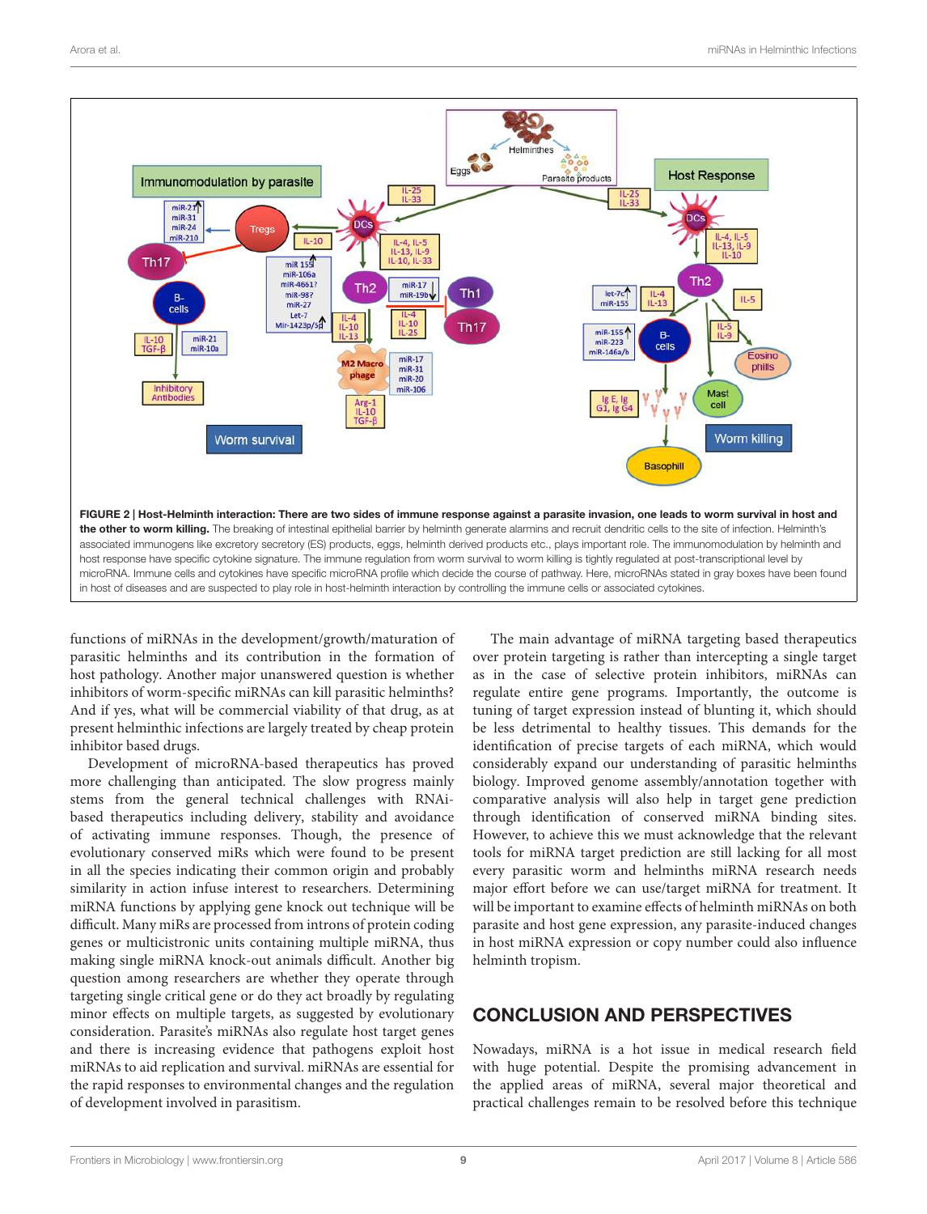**FIGURE 2 | Host-Helminth interaction: There are two sides of immune response against a parasite invasion, one leads to worm survival in host and the other to worm killing.** The breaking of intestinal epithelial barrier by helminth generate alarmins and recruit dendritic cells to the site of infection. Helminth's associated immunogens like excretory secretory (ES) products, eggs, helminth derived products etc., plays important role. The immunomodulation by helminth and host response have specific cytokine signature. The immune regulation from worm survival to worm killing is tightly regulated at post-transcriptional level by microRNA. Immune cells and cytokines have specific microRNA profile which decide the course of pathway. Here, microRNAs stated in gray boxes have been found in host of diseases and are suspected to play role in host-helminth interaction by controlling the immune cells or associated cytokines.

functions of miRNAs in the development/growth/maturation of parasitic helminths and its contribution in the formation of host pathology. Another major unanswered question is whether inhibitors of worm-specific miRNAs can kill parasitic helminths? And if yes, what will be commercial viability of that drug, as at present helminthic infections are largely treated by cheap protein inhibitor based drugs.

Development of microRNA-based therapeutics has proved more challenging than anticipated. The slow progress mainly stems from the general technical challenges with RNAi-based therapeutics including delivery, stability and avoidance of activating immune responses. Though, the presence of evolutionary conserved miRs which were found to be present in all the species indicating their common origin and probably similarity in action infuse interest to researchers. Determining miRNA functions by applying gene knock out technique will be difficult. Many miRs are processed from introns of protein coding genes or multicistronic units containing multiple miRNA, thus making single miRNA knock-out animals difficult. Another big question among researchers are whether they operate through targeting single critical gene or do they act broadly by regulating minor effects on multiple targets, as suggested by evolutionary consideration. Parasite's miRNAs also regulate host target genes and there is increasing evidence that pathogens exploit host miRNAs to aid replication and survival. miRNAs are essential for the rapid responses to environmental changes and the regulation of development involved in parasitism.

The main advantage of miRNA targeting based therapeutics over protein targeting is rather than intercepting a single target as in the case of selective protein inhibitors, miRNAs can regulate entire gene programs. Importantly, the outcome is tuning of target expression instead of blunting it, which should be less detrimental to healthy tissues. This demands for the identification of precise targets of each miRNA, which would considerably expand our understanding of parasitic helminths biology. Improved genome assembly/annotation together with comparative analysis will also help in target gene prediction through identification of conserved miRNA binding sites. However, to achieve this we must acknowledge that the relevant tools for miRNA target prediction are still lacking for all most every parasitic worm and helminths miRNA research needs major effort before we can use/target miRNA for treatment. It will be important to examine effects of helminth miRNAs on both parasite and host gene expression, any parasite-induced changes in host miRNA expression or copy number could also influence helminth tropism.

## CONCLUSION AND PERSPECTIVES

Nowadays, miRNA is a hot issue in medical research field with huge potential. Despite the promising advancement in the applied areas of miRNA, several major theoretical and practical challenges remain to be resolved before this technique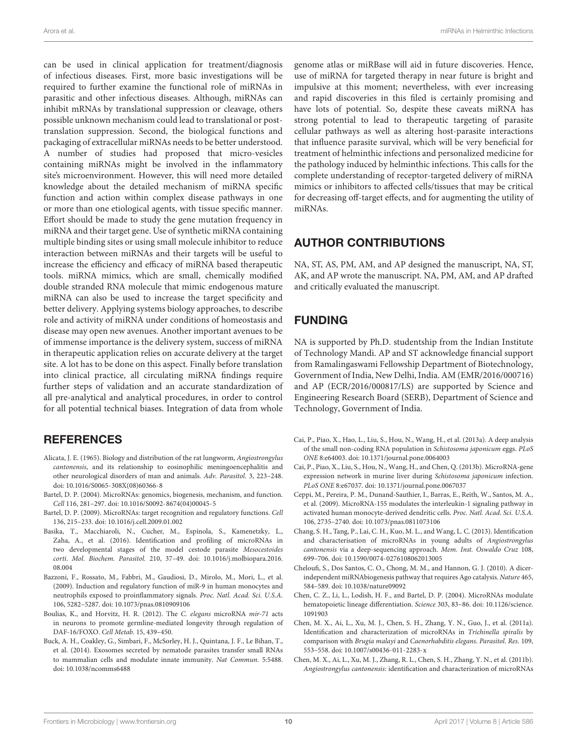can be used in clinical application for treatment/diagnosis of infectious diseases. First, more basic investigations will be required to further examine the functional role of miRNAs in parasitic and other infectious diseases. Although, miRNAs can inhibit mRNAs by translational suppression or cleavage, others possible unknown mechanism could lead to translational or post-translation suppression. Second, the biological functions and packaging of extracellular miRNAs needs to be better understood. A number of studies had proposed that micro-vesicles containing miRNAs might be involved in the inflammatory site's microenvironment. However, this will need more detailed knowledge about the detailed mechanism of miRNA specific function and action within complex disease pathways in one or more than one etiological agents, with tissue specific manner. Effort should be made to study the gene mutation frequency in miRNA and their target gene. Use of synthetic miRNA containing multiple binding sites or using small molecule inhibitor to reduce interaction between miRNAs and their targets will be useful to increase the efficiency and efficacy of miRNA based therapeutic tools. miRNA mimics, which are small, chemically modified double stranded RNA molecule that mimic endogenous mature miRNA can also be used to increase the target specificity and better delivery. Applying systems biology approaches, to describe role and activity of miRNA under conditions of homeostasis and disease may open new avenues. Another important avenues to be of immense importance is the delivery system, success of miRNA in therapeutic application relies on accurate delivery at the target site. A lot has to be done on this aspect. Finally before translation into clinical practice, all circulating miRNA findings require further steps of validation and an accurate standardization of all pre-analytical and analytical procedures, in order to control for all potential technical biases. Integration of data from whole genome atlas or miRBase will aid in future discoveries. Hence, use of miRNA for targeted therapy in near future is bright and impulsive at this moment; nevertheless, with ever increasing and rapid discoveries in this filed is certainly promising and have lots of potential. So, despite these caveats miRNA has strong potential to lead to therapeutic targeting of parasite cellular pathways as well as altering host-parasite interactions that influence parasite survival, which will be very beneficial for treatment of helminthic infections and personalized medicine for the pathology induced by helminthic infections. This calls for the complete understanding of receptor-targeted delivery of miRNA mimics or inhibitors to affected cells/tissues that may be critical for decreasing off-target effects, and for augmenting the utility of miRNAs.

## AUTHOR CONTRIBUTIONS

NA, ST, AS, PM, AM, and AP designed the manuscript, NA, ST, AK, and AP wrote the manuscript. NA, PM, AM, and AP drafted and critically evaluated the manuscript.

## FUNDING

NA is supported by Ph.D. studentship from the Indian Institute of Technology Mandi. AP and ST acknowledge financial support from Ramalingaswami Fellowship Department of Biotechnology, Government of India, New Delhi, India. AM (EMR/2016/000716) and AP (ECR/2016/000817/LS) are supported by Science and Engineering Research Board (SERB), Department of Science and Technology, Government of India.

## REFERENCES

Alicata, J. E. (1965). Biology and distribution of the rat lungworm, *Angiostrongylus cantonensis*, and its relationship to eosinophilic meningoencephalitis and other neurological disorders of man and animals. *Adv. Parasitol.* 3, 223–248. doi: 10.1016/S0065-308X(08)60366-8

Bartel, D. P. (2004). MicroRNAs: genomics, biogenesis, mechanism, and function. *Cell* 116, 281–297. doi: 10.1016/S0092-8674(04)00045-5

Bartel, D. P. (2009). MicroRNAs: target recognition and regulatory functions. *Cell* 136, 215–233. doi: 10.1016/j.cell.2009.01.002

Basika, T., Macchiaroli, N., Cucher, M., Espínola, S., Kamenetzky, L., Zaha, A., et al. (2016). Identification and profiling of microRNAs in two developmental stages of the model cestode parasite *Mesocestoides corti*. *Mol. Biochem. Parasitol.* 210, 37–49. doi: 10.1016/j.molbiopara.2016.08.004

Bazzoni, F., Rossato, M., Fabbri, M., Gaudiosi, D., Mirolo, M., Mori, L., et al. (2009). Induction and regulatory function of miR-9 in human monocytes and neutrophils exposed to proinflammatory signals. *Proc. Natl. Acad. Sci. U.S.A.* 106, 5282–5287. doi: 10.1073/pnas.0810909106

Boulias, K., and Horvitz, H. R. (2012). The *C. elegans* microRNA *mir-71* acts in neurons to promote germline-mediated longevity through regulation of DAF-16/FOXO. *Cell Metab.* 15, 439–450.

Buck, A. H., Coakley, G., Simbari, F., McSorley, H. J., Quintana, J. F., Le Bihan, T., et al. (2014). Exosomes secreted by nematode parasites transfer small RNAs to mammalian cells and modulate innate immunity. *Nat Commun.* 5:5488. doi: 10.1038/ncomms6488

Cai, P., Piao, X., Hao, L., Liu, S., Hou, N., Wang, H., et al. (2013a). A deep analysis of the small non-coding RNA population in *Schistosoma japonicum* eggs. *PLoS ONE* 8:e64003. doi: 10.1371/journal.pone.0064003

Cai, P., Piao, X., Liu, S., Hou, N., Wang, H., and Chen, Q. (2013b). MicroRNA-gene expression network in murine liver during *Schistosoma japonicum* infection. *PLoS ONE* 8:e67037. doi: 10.1371/journal.pone.0067037

Ceppi, M., Pereira, P. M., Dunand-Sauthier, I., Barras, E., Reith, W., Santos, M. A., et al. (2009). MicroRNA-155 modulates the interleukin-1 signaling pathway in activated human monocyte-derived dendritic cells. *Proc. Natl. Acad. Sci. U.S.A.* 106, 2735–2740. doi: 10.1073/pnas.0811073106

Chang, S. H., Tang, P., Lai, C. H., Kuo, M. L., and Wang, L. C. (2013). Identification and characterisation of microRNAs in young adults of *Angiostrongylus cantonensis* via a deep-sequencing approach. *Mem. Inst. Oswaldo Cruz* 108, 699–706. doi: 10.1590/0074-0276108062013005

Cheloufi, S., Dos Santos, C. O., Chong, M. M., and Hannon, G. J. (2010). A dicer-independent miRNAbiogenesis pathway that requires Ago catalysis. *Nature* 465, 584–589. doi: 10.1038/nature09092

Chen, C. Z., Li, L., Lodish, H. F., and Bartel, D. P. (2004). MicroRNAs modulate hematopoietic lineage differentiation. *Science* 303, 83–86. doi: 10.1126/science.1091903

Chen, M. X., Ai, L., Xu, M. J., Chen, S. H., Zhang, Y. N., Guo, J., et al. (2011a). Identification and characterization of microRNAs in *Trichinella spiralis* by comparison with *Brugia malayi* and *Caenorhabditis elegans*. *Parasitol. Res.* 109, 553–558. doi: 10.1007/s00436-011-2283-x

Chen, M. X., Ai, L., Xu, M. J., Zhang, R. L., Chen, S. H., Zhang, Y. N., et al. (2011b). *Angiostrongylus cantonensis*: identification and characterization of microRNAs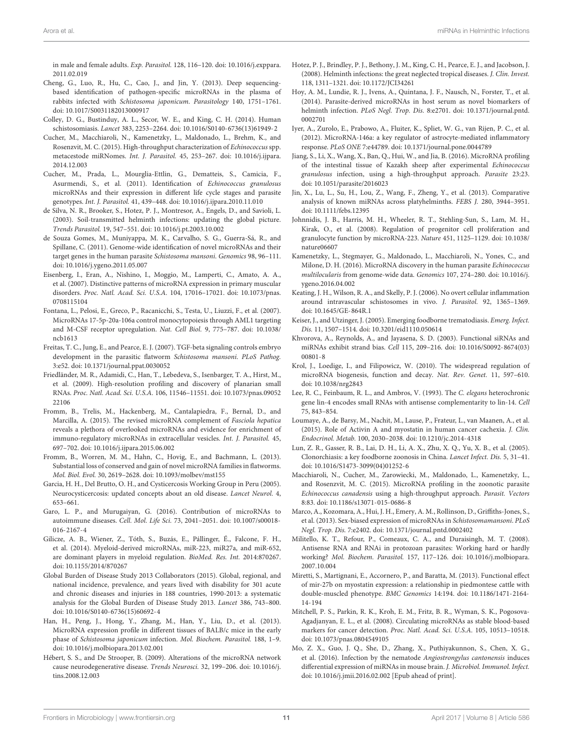in male and female adults. *Exp. Parasitol.* 128, 116–120. doi: 10.1016/j.exppara.2011.02.019

Cheng, G., Luo, R., Hu, C., Cao, J., and Jin, Y. (2013). Deep sequencing-based identification of pathogen-specific microRNAs in the plasma of rabbits infected with *Schistosoma japonicum*. *Parasitology* 140, 1751–1761. doi: 10.1017/S0031182013000917

Colley, D. G., Bustinduy, A. L., Secor, W. E., and King, C. H. (2014). Human schistosomiasis. *Lancet* 383, 2253–2264. doi: 10.1016/S0140-6736(13)61949-2

Cucher, M., Macchiaroli, N., Kamenetzky, L., Maldonado, L., Brehm, K., and Rosenzvit, M. C. (2015). High-throughput characterization of *Echinococcus* spp. metacestode miRNomes. *Int. J. Parasitol.* 45, 253–267. doi: 10.1016/j.ijpara.2014.12.003

Cucher, M., Prada, L., Mourglia-Ettlin, G., Dematteis, S., Camicia, F., Asurmendi, S., et al. (2011). Identification of *Echinococcus granulosus* microRNAs and their expression in different life cycle stages and parasite genotypes. *Int. J. Parasitol.* 41, 439–448. doi: 10.1016/j.ijpara.2010.11.010

de Silva, N. R., Brooker, S., Hotez, P. J., Montresor, A., Engels, D., and Savioli, L. (2003). Soil-transmitted helminth infections: updating the global picture. *Trends Parasitol.* 19, 547–551. doi: 10.1016/j.pt.2003.10.002

de Souza Gomes, M., Muniyappa, M. K., Carvalho, S. G., Guerra-Sá, R., and Spillane, C. (2011). Genome-wide identification of novel microRNAs and their target genes in the human parasite *Schistosoma mansoni*. *Genomics* 98, 96–111. doi: 10.1016/j.ygeno.2011.05.007

Eisenberg, I., Eran, A., Nishino, I., Moggio, M., Lamperti, C., Amato, A. A., et al. (2007). Distinctive patterns of microRNA expression in primary muscular disorders. *Proc. Natl. Acad. Sci. U.S.A.* 104, 17016–17021. doi: 10.1073/pnas.0708115104

Fontana, L., Pelosi, E., Greco, P., Racanicchi, S., Testa, U., Liuzzi, F., et al. (2007). MicroRNAs 17-5p-20a-106a control monocytopoiesis through AML1 targeting and M-CSF receptor upregulation. *Nat. Cell Biol.* 9, 775–787. doi: 10.1038/ncb1613

Freitas, T. C., Jung, E., and Pearce, E. J. (2007). TGF-beta signaling controls embryo development in the parasitic flatworm *Schistosoma mansoni*. *PLoS Pathog.* 3:e52. doi: 10.1371/journal.ppat.0030052

Friedländer, M. R., Adamidi, C., Han, T., Lebedeva, S., Isenbarger, T. A., Hirst, M., et al. (2009). High-resolution profiling and discovery of planarian small RNAs. *Proc. Natl. Acad. Sci. U.S.A.* 106, 11546–11551. doi: 10.1073/pnas.0905222106

Fromm, B., Trelis, M., Hackenberg, M., Cantalapiedra, F., Bernal, D., and Marcilla, A. (2015). The revised microRNA complement of *Fasciola hepatica* reveals a plethora of overlooked microRNAs and evidence for enrichment of immuno-regulatory microRNAs in extracellular vesicles. *Int. J. Parasitol.* 45, 697–702. doi: 10.1016/j.ijpara.2015.06.002

Fromm, B., Worren, M. M., Hahn, C., Hovig, E., and Bachmann, L. (2013). Substantial loss of conserved and gain of novel microRNA families in flatworms. *Mol. Biol. Evol.* 30, 2619–2628. doi: 10.1093/molbev/mst155

Garcia, H. H., Del Brutto, O. H., and Cysticercosis Working Group in Peru (2005). Neurocysticercosis: updated concepts about an old disease. *Lancet Neurol.* 4, 653–661.

Garo, L. P., and Murugaiyan, G. (2016). Contribution of microRNAs to autoimmune diseases. *Cell. Mol. Life Sci.* 73, 2041–2051. doi: 10.1007/s00018-016-2167-4

Gilicze, A. B., Wiener, Z., Tóth, S., Buzás, E., Pállinger, É., Falcone, F. H., et al. (2014). Myeloid-derived microRNAs, miR-223, miR27a, and miR-652, are dominant players in myeloid regulation. *BioMed. Res. Int.* 2014:870267. doi: 10.1155/2014/870267

Global Burden of Disease Study 2013 Collaborators (2015). Global, regional, and national incidence, prevalence, and years lived with disability for 301 acute and chronic diseases and injuries in 188 countries, 1990-2013: a systematic analysis for the Global Burden of Disease Study 2013. *Lancet* 386, 743–800. doi: 10.1016/S0140-6736(15)60692-4

Han, H., Peng, J., Hong, Y., Zhang, M., Han, Y., Liu, D., et al. (2013). MicroRNA expression profile in different tissues of BALB/c mice in the early phase of *Schistosoma japonicum* infection. *Mol. Biochem. Parasitol.* 188, 1–9. doi: 10.1016/j.molbiopara.2013.02.001

Hébert, S. S., and De Strooper, B. (2009). Alterations of the microRNA network cause neurodegenerative disease. *Trends Neurosci.* 32, 199–206. doi: 10.1016/j.tins.2008.12.003

Hotez, P. J., Brindley, P. J., Bethony, J. M., King, C. H., Pearce, E. J., and Jacobson, J. (2008). Helminth infections: the great neglected tropical diseases. *J. Clin. Invest.* 118, 1311–1321. doi: 10.1172/JCI34261

Hoy, A. M., Lundie, R. J., Ivens, A., Quintana, J. F., Nausch, N., Forster, T., et al. (2014). Parasite-derived microRNAs in host serum as novel biomarkers of helminth infection. *PLoS Negl. Trop. Dis.* 8:e2701. doi: 10.1371/journal.pntd.0002701

Iyer, A., Zurolo, E., Prabowo, A., Fluiter, K., Spliet, W. G., van Rijen, P. C., et al. (2012). MicroRNA-146a: a key regulator of astrocyte-mediated inflammatory response. *PLoS ONE* 7:e44789. doi: 10.1371/journal.pone.0044789

Jiang, S., Li, X., Wang, X., Ban, Q., Hui, W., and Jia, B. (2016). MicroRNA profiling of the intestinal tissue of Kazakh sheep after experimental *Echinococcus granulosus* infection, using a high-throughput approach. *Parasite* 23:23. doi: 10.1051/parasite/2016023

Jin, X., Lu, L., Su, H., Lou, Z., Wang, F., Zheng, Y., et al. (2013). Comparative analysis of known miRNAs across platyhelminths. *FEBS J.* 280, 3944–3951. doi: 10.1111/febs.12395

Johnnidis, J. B., Harris, M. H., Wheeler, R. T., Stehling-Sun, S., Lam, M. H., Kirak, O., et al. (2008). Regulation of progenitor cell proliferation and granulocyte function by microRNA-223. *Nature* 451, 1125–1129. doi: 10.1038/nature06607

Kamenetzky, L., Stegmayer, G., Maldonado, L., Macchiaroli, N., Yones, C., and Milone, D. H. (2016). MicroRNA discovery in the human parasite *Echinococcus multilocularis* from genome-wide data. *Genomics* 107, 274–280. doi: 10.1016/j.ygeno.2016.04.002

Keating, J. H., Wilson, R. A., and Skelly, P. J. (2006). No overt cellular inflammation around intravascular schistosomes in vivo. *J. Parasitol.* 92, 1365–1369. doi: 10.1645/GE-864R.1

Keiser, J., and Utzinger, J. (2005). Emerging foodborne trematodiasis. *Emerg. Infect. Dis.* 11, 1507–1514. doi: 10.3201/eid1110.050614

Khvorova, A., Reynolds, A., and Jayasena, S. D. (2003). Functional siRNAs and miRNAs exhibit strand bias. *Cell* 115, 209–216. doi: 10.1016/S0092-8674(03)00801-8

Krol, J., Loedige, I., and Filipowicz, W. (2010). The widespread regulation of microRNA biogenesis, function and decay. *Nat. Rev. Genet.* 11, 597–610. doi: 10.1038/nrg2843

Lee, R. C., Feinbaum, R. L., and Ambros, V. (1993). The *C. elegans* heterochronic gene lin-4 encodes small RNAs with antisense complementarity to lin-14. *Cell* 75, 843–854.

Loumaye, A., de Barsy, M., Nachit, M., Lause, P., Frateur, L., van Maanen, A., et al. (2015). Role of Activin A and myostatin in human cancer cachexia. *J. Clin. Endocrinol. Metab.* 100, 2030–2038. doi: 10.1210/jc.2014-4318

Lun, Z. R., Gasser, R. B., Lai, D. H., Li, A. X., Zhu, X. Q., Yu, X. B., et al. (2005). Clonorchiasis: a key foodborne zoonosis in China. *Lancet Infect. Dis.* 5, 31–41. doi: 10.1016/S1473-3099(04)01252-6

Macchiaroli, N., Cucher, M., Zarowiecki, M., Maldonado, L., Kamenetzky, L., and Rosenzvit, M. C. (2015). MicroRNA profiling in the zoonotic parasite *Echinococcus canadensis* using a high-throughput approach. *Parasit. Vectors* 8:83. doi: 10.1186/s13071-015-0686-8

Marco, A., Kozomara, A., Hui, J. H., Emery, A. M., Rollinson, D., Griffiths-Jones, S., et al. (2013). Sex-biased expression of microRNAs in *Schistosomamansoni*. *PLoS Negl. Trop. Dis.* 7:e2402. doi: 10.1371/journal.pntd.0002402

Militello, K. T., Refour, P., Comeaux, C. A., and Duraisingh, M. T. (2008). Antisense RNA and RNAi in protozoan parasites: Working hard or hardly working? *Mol. Biochem. Parasitol.* 157, 117–126. doi: 10.1016/j.molbiopara.2007.10.004

Miretti, S., Martignani, E., Accornero, P., and Baratta, M. (2013). Functional effect of mir-27b on myostatin expression: a relationship in piedmontese cattle with double-muscled phenotype. *BMC Genomics* 14:194. doi: 10.1186/1471-2164-14-194

Mitchell, P. S., Parkin, R. K., Kroh, E. M., Fritz, B. R., Wyman, S. K., Pogosova-Agadjanyan, E. L., et al. (2008). Circulating microRNAs as stable blood-based markers for cancer detection. *Proc. Natl. Acad. Sci. U.S.A.* 105, 10513–10518. doi: 10.1073/pnas.0804549105

Mo, Z. X., Guo, J. Q., She, D., Zhang, X., Puthiyakunnon, S., Chen, X. G., et al. (2016). Infection by the nematode *Angiostrongylus cantonensis* induces differential expression of miRNAs in mouse brain. *J. Microbiol. Immunol. Infect.* doi: 10.1016/j.jmii.2016.02.002 [Epub ahead of print].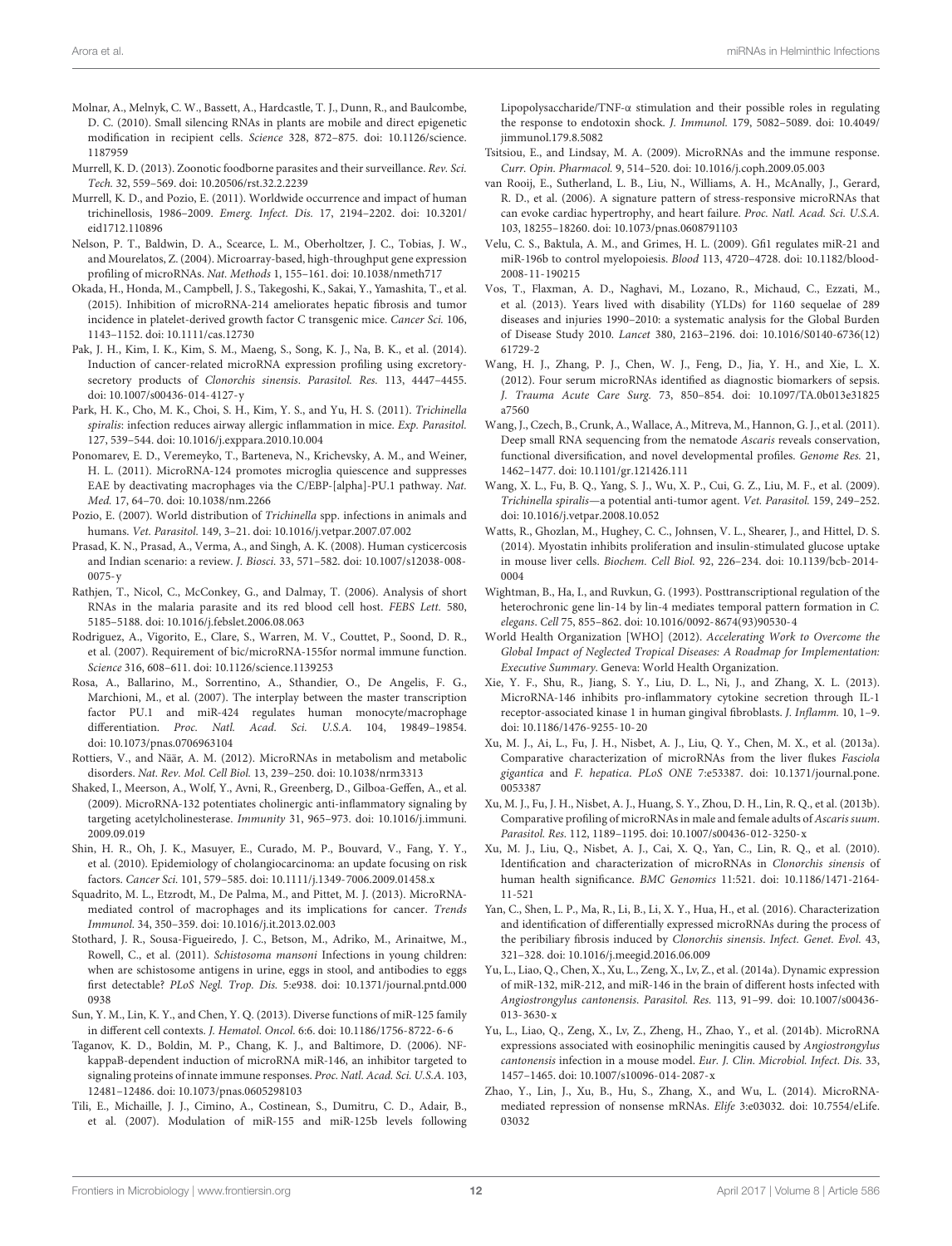Molnar, A., Melnyk, C. W., Bassett, A., Hardcastle, T. J., Dunn, R., and Baulcombe, D. C. (2010). Small silencing RNAs in plants are mobile and direct epigenetic modification in recipient cells. *Science* 328, 872–875. doi: 10.1126/science.1187959

Murrell, K. D. (2013). Zoonotic foodborne parasites and their surveillance. *Rev. Sci. Tech.* 32, 559–569. doi: 10.20506/rst.32.2.2239

Murrell, K. D., and Pozio, E. (2011). Worldwide occurrence and impact of human trichinellosis, 1986–2009. *Emerg. Infect. Dis.* 17, 2194–2202. doi: 10.3201/eid1712.110896

Nelson, P. T., Baldwin, D. A., Scearce, L. M., Oberholtzer, J. C., Tobias, J. W., and Mourelatos, Z. (2004). Microarray-based, high-throughput gene expression profiling of microRNAs. *Nat. Methods* 1, 155–161. doi: 10.1038/nmeth717

Okada, H., Honda, M., Campbell, J. S., Takegoshi, K., Sakai, Y., Yamashita, T., et al. (2015). Inhibition of microRNA-214 ameliorates hepatic fibrosis and tumor incidence in platelet-derived growth factor C transgenic mice. *Cancer Sci.* 106, 1143–1152. doi: 10.1111/cas.12730

Pak, J. H., Kim, I. K., Kim, S. M., Maeng, S., Song, K. J., Na, B. K., et al. (2014). Induction of cancer-related microRNA expression profiling using excretory-secretory products of *Clonorchis sinensis*. *Parasitol. Res.* 113, 4447–4455. doi: 10.1007/s00436-014-4127-y

Park, H. K., Cho, M. K., Choi, S. H., Kim, Y. S., and Yu, H. S. (2011). *Trichinella spiralis*: infection reduces airway allergic inflammation in mice. *Exp. Parasitol.* 127, 539–544. doi: 10.1016/j.exppara.2010.10.004

Ponomarev, E. D., Veremeyko, T., Barteneva, N., Krichevsky, A. M., and Weiner, H. L. (2011). MicroRNA-124 promotes microglia quiescence and suppresses EAE by deactivating macrophages via the C/EBP-[alpha]-PU.1 pathway. *Nat. Med.* 17, 64–70. doi: 10.1038/nm.2266

Pozio, E. (2007). World distribution of *Trichinella* spp. infections in animals and humans. *Vet. Parasitol.* 149, 3–21. doi: 10.1016/j.vetpar.2007.07.002

Prasad, K. N., Prasad, A., Verma, A., and Singh, A. K. (2008). Human cysticercosis and Indian scenario: a review. *J. Biosci.* 33, 571–582. doi: 10.1007/s12038-008-0075-y

Rathjen, T., Nicol, C., McConkey, G., and Dalmay, T. (2006). Analysis of short RNAs in the malaria parasite and its red blood cell host. *FEBS Lett.* 580, 5185–5188. doi: 10.1016/j.febslet.2006.08.063

Rodriguez, A., Vigorito, E., Clare, S., Warren, M. V., Couttet, P., Soond, D. R., et al. (2007). Requirement of bic/microRNA-155for normal immune function. *Science* 316, 608–611. doi: 10.1126/science.1139253

Rosa, A., Ballarino, M., Sorrentino, A., Sthandier, O., De Angelis, F. G., Marchioni, M., et al. (2007). The interplay between the master transcription factor PU.1 and miR-424 regulates human monocyte/macrophage differentiation. *Proc. Natl. Acad. Sci. U.S.A.* 104, 19849–19854. doi: 10.1073/pnas.0706963104

Rottiers, V., and Näär, A. M. (2012). MicroRNAs in metabolism and metabolic disorders. *Nat. Rev. Mol. Cell Biol.* 13, 239–250. doi: 10.1038/nrm3313

Shaked, I., Meerson, A., Wolf, Y., Avni, R., Greenberg, D., Gilboa-Geffen, A., et al. (2009). MicroRNA-132 potentiates cholinergic anti-inflammatory signaling by targeting acetylcholinesterase. *Immunity* 31, 965–973. doi: 10.1016/j.immuni.2009.09.019

Shin, H. R., Oh, J. K., Masuyer, E., Curado, M. P., Bouvard, V., Fang, Y. Y., et al. (2010). Epidemiology of cholangiocarcinoma: an update focusing on risk factors. *Cancer Sci.* 101, 579–585. doi: 10.1111/j.1349-7006.2009.01458.x

Squadrito, M. L., Etzrodt, M., De Palma, M., and Pittet, M. J. (2013). MicroRNA-mediated control of macrophages and its implications for cancer. *Trends Immunol.* 34, 350–359. doi: 10.1016/j.it.2013.02.003

Stothard, J. R., Sousa-Figueiredo, J. C., Betson, M., Adriko, M., Arinaitwe, M., Rowell, C., et al. (2011). *Schistosoma mansoni* Infections in young children: when are schistosome antigens in urine, eggs in stool, and antibodies to eggs first detectable? *PLoS Negl. Trop. Dis.* 5:e938. doi: 10.1371/journal.pntd.0000938

Sun, Y. M., Lin, K. Y., and Chen, Y. Q. (2013). Diverse functions of miR-125 family in different cell contexts. *J. Hematol. Oncol.* 6:6. doi: 10.1186/1756-8722-6-6

Taganov, K. D., Boldin, M. P., Chang, K. J., and Baltimore, D. (2006). NF-kappaB-dependent induction of microRNA miR-146, an inhibitor targeted to signaling proteins of innate immune responses. *Proc. Natl. Acad. Sci. U.S.A.* 103, 12481–12486. doi: 10.1073/pnas.0605298103

Tili, E., Michaille, J. J., Cimino, A., Costinean, S., Dumitru, C. D., Adair, B., et al. (2007). Modulation of miR-155 and miR-125b levels following Lipopolysaccharide/TNF-α stimulation and their possible roles in regulating the response to endotoxin shock. *J. Immunol.* 179, 5082–5089. doi: 10.4049/jimmunol.179.8.5082

Tsitsiou, E., and Lindsay, M. A. (2009). MicroRNAs and the immune response. *Curr. Opin. Pharmacol.* 9, 514–520. doi: 10.1016/j.coph.2009.05.003

van Rooij, E., Sutherland, L. B., Liu, N., Williams, A. H., McAnally, J., Gerard, R. D., et al. (2006). A signature pattern of stress-responsive microRNAs that can evoke cardiac hypertrophy, and heart failure. *Proc. Natl. Acad. Sci. U.S.A.* 103, 18255–18260. doi: 10.1073/pnas.0608791103

Velu, C. S., Baktula, A. M., and Grimes, H. L. (2009). Gfi1 regulates miR-21 and miR-196b to control myelopoiesis. *Blood* 113, 4720–4728. doi: 10.1182/blood-2008-11-190215

Vos, T., Flaxman, A. D., Naghavi, M., Lozano, R., Michaud, C., Ezzati, M., et al. (2013). Years lived with disability (YLDs) for 1160 sequelae of 289 diseases and injuries 1990–2010: a systematic analysis for the Global Burden of Disease Study 2010. *Lancet* 380, 2163–2196. doi: 10.1016/S0140-6736(12)61729-2

Wang, H. J., Zhang, P. J., Chen, W. J., Feng, D., Jia, Y. H., and Xie, L. X. (2012). Four serum microRNAs identified as diagnostic biomarkers of sepsis. *J. Trauma Acute Care Surg.* 73, 850–854. doi: 10.1097/TA.0b013e31825a7560

Wang, J., Czech, B., Crunk, A., Wallace, A., Mitreva, M., Hannon, G. J., et al. (2011). Deep small RNA sequencing from the nematode *Ascaris* reveals conservation, functional diversification, and novel developmental profiles. *Genome Res.* 21, 1462–1477. doi: 10.1101/gr.121426.111

Wang, X. L., Fu, B. Q., Yang, S. J., Wu, X. P., Cui, G. Z., Liu, M. F., et al. (2009). *Trichinella spiralis*—a potential anti-tumor agent. *Vet. Parasitol.* 159, 249–252. doi: 10.1016/j.vetpar.2008.10.052

Watts, R., Ghozlan, M., Hughey, C. C., Johnsen, V. L., Shearer, J., and Hittel, D. S. (2014). Myostatin inhibits proliferation and insulin-stimulated glucose uptake in mouse liver cells. *Biochem. Cell Biol.* 92, 226–234. doi: 10.1139/bcb-2014-0004

Wightman, B., Ha, I., and Ruvkun, G. (1993). Posttranscriptional regulation of the heterochronic gene lin-14 by lin-4 mediates temporal pattern formation in *C. elegans*. *Cell* 75, 855–862. doi: 10.1016/0092-8674(93)90530-4

World Health Organization [WHO] (2012). *Accelerating Work to Overcome the Global Impact of Neglected Tropical Diseases: A Roadmap for Implementation: Executive Summary*. Geneva: World Health Organization.

Xie, Y. F., Shu, R., Jiang, S. Y., Liu, D. L., Ni, J., and Zhang, X. L. (2013). MicroRNA-146 inhibits pro-inflammatory cytokine secretion through IL-1 receptor-associated kinase 1 in human gingival fibroblasts. *J. Inflamm.* 10, 1–9. doi: 10.1186/1476-9255-10-20

Xu, M. J., Ai, L., Fu, J. H., Nisbet, A. J., Liu, Q. Y., Chen, M. X., et al. (2013a). Comparative characterization of microRNAs from the liver flukes *Fasciola gigantica* and *F. hepatica*. *PLoS ONE* 7:e53387. doi: 10.1371/journal.pone.0053387

Xu, M. J., Fu, J. H., Nisbet, A. J., Huang, S. Y., Zhou, D. H., Lin, R. Q., et al. (2013b). Comparative profiling of microRNAs in male and female adults of *Ascaris suum*. *Parasitol. Res.* 112, 1189–1195. doi: 10.1007/s00436-012-3250-x

Xu, M. J., Liu, Q., Nisbet, A. J., Cai, X. Q., Yan, C., Lin, R. Q., et al. (2010). Identification and characterization of microRNAs in *Clonorchis sinensis* of human health significance. *BMC Genomics* 11:521. doi: 10.1186/1471-2164-11-521

Yan, C., Shen, L. P., Ma, R., Li, B., Li, X. Y., Hua, H., et al. (2016). Characterization and identification of differentially expressed microRNAs during the process of the peribiliary fibrosis induced by *Clonorchis sinensis*. *Infect. Genet. Evol.* 43, 321–328. doi: 10.1016/j.meegid.2016.06.009

Yu, L., Liao, Q., Chen, X., Xu, L., Zeng, X., Lv, Z., et al. (2014a). Dynamic expression of miR-132, miR-212, and miR-146 in the brain of different hosts infected with *Angiostrongylus cantonensis*. *Parasitol. Res.* 113, 91–99. doi: 10.1007/s00436-013-3630-x

Yu, L., Liao, Q., Zeng, X., Lv, Z., Zheng, H., Zhao, Y., et al. (2014b). MicroRNA expressions associated with eosinophilic meningitis caused by *Angiostrongylus cantonensis* infection in a mouse model. *Eur. J. Clin. Microbiol. Infect. Dis.* 33, 1457–1465. doi: 10.1007/s10096-014-2087-x

Zhao, Y., Lin, J., Xu, B., Hu, S., Zhang, X., and Wu, L. (2014). MicroRNA-mediated repression of nonsense mRNAs. *Elife* 3:e03032. doi: 10.7554/eLife.03032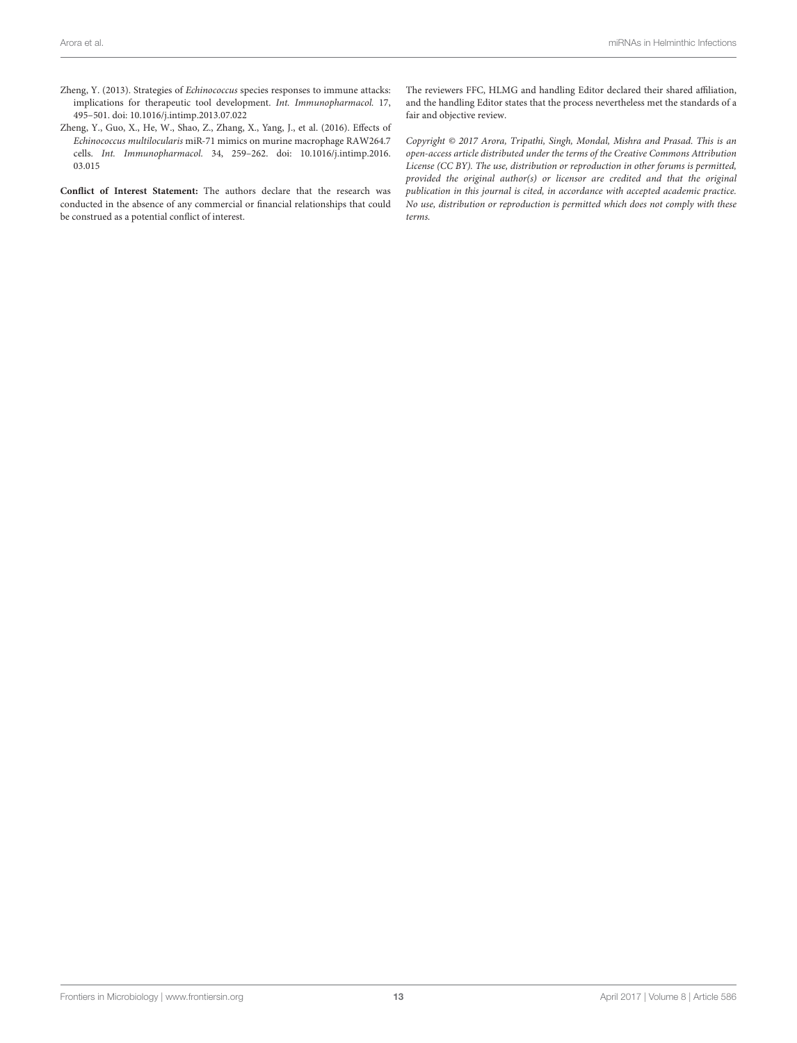Zheng, Y. (2013). Strategies of *Echinococcus* species responses to immune attacks: implications for therapeutic tool development. *Int. Immunopharmacol.* 17, 495–501. doi: 10.1016/j.intimp.2013.07.022

Zheng, Y., Guo, X., He, W., Shao, Z., Zhang, X., Yang, J., et al. (2016). Effects of *Echinococcus multilocularis* miR-71 mimics on murine macrophage RAW264.7 cells. *Int. Immunopharmacol.* 34, 259–262. doi: 10.1016/j.intimp.2016.03.015

**Conflict of Interest Statement:** The authors declare that the research was conducted in the absence of any commercial or financial relationships that could be construed as a potential conflict of interest.

The reviewers FFC, HLMG and handling Editor declared their shared affiliation, and the handling Editor states that the process nevertheless met the standards of a fair and objective review.

*Copyright © 2017 Arora, Tripathi, Singh, Mondal, Mishra and Prasad. This is an open-access article distributed under the terms of the Creative Commons Attribution License (CC BY). The use, distribution or reproduction in other forums is permitted, provided the original author(s) or licensor are credited and that the original publication in this journal is cited, in accordance with accepted academic practice. No use, distribution or reproduction is permitted which does not comply with these terms.*